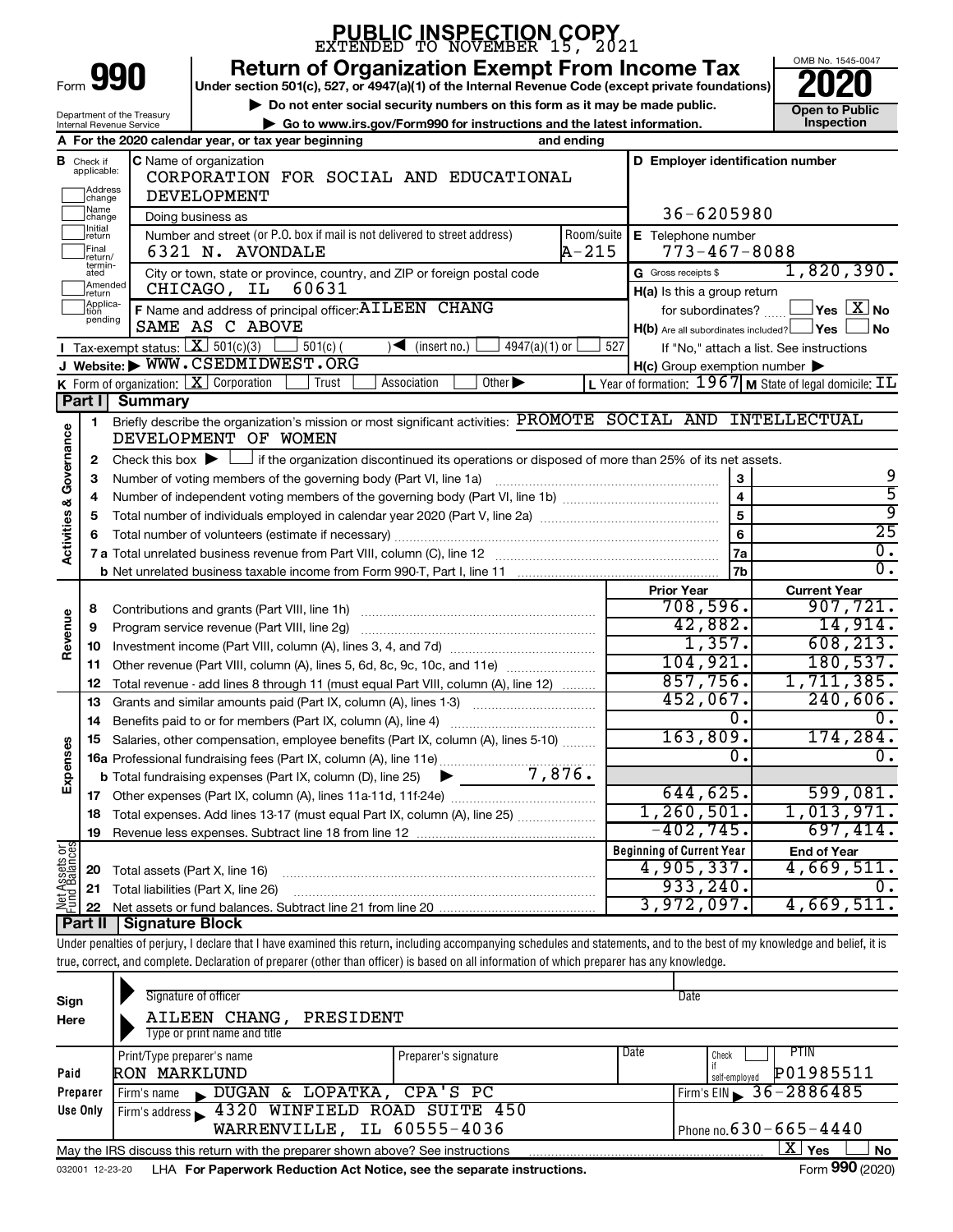# PUBLIC INSPECTION COPY
EXTENDED TO NOVEMBER 15, 2021

Form **990**

# Return of Organization Exempt From Income Tax

Under section 501(c), 527, or 4947(a)(1) of the Internal Revenue Code (except private foundations)

▶ Do not enter social security numbers on this form as it may be made public.

▶ Go to www.irs.gov/Form990 for instructions and the latest information.

OMB No. 1545-0047

**2020**

**Open to Public Inspection**

Department of the Treasury
Internal Revenue Service

**A** For the 2020 calendar year, or tax year beginning and ending

**B** Check if applicable: Address change, Name change, Initial return, Final return/terminated, Amended return, Application pending

**C** Name of organization: CORPORATION FOR SOCIAL AND EDUCATIONAL DEVELOPMENT

Doing business as

Number and street (or P.O. box if mail is not delivered to street address): 6321 N. AVONDALE — Room/suite: A-215

City or town, state or province, country, and ZIP or foreign postal code: CHICAGO, IL 60631

**D** Employer identification number: 36-6205980

**E** Telephone number: 773-467-8088

**G** Gross receipts $ 1,820,390.

**F** Name and address of principal officer: AILEEN CHANG, SAME AS C ABOVE

**H(a)** Is this a group return for subordinates? ☐ Yes ☒ No

**H(b)** Are all subordinates included? ☐ Yes ☐ No — If "No," attach a list. See instructions

**H(c)** Group exemption number ▶

**I** Tax-exempt status: ☒ 501(c)(3) ☐ 501(c) ( ) ◀ (insert no.) ☐ 4947(a)(1) or ☐ 527

**J** Website: ▶ WWW.CSEDMIDWEST.ORG

**K** Form of organization: ☒ Corporation ☐ Trust ☐ Association ☐ Other ▶

**L** Year of formation: 1967 **M** State of legal domicile: IL

## Part I Summary

**Activities & Governance**

1. Briefly describe the organization's mission or most significant activities: PROMOTE SOCIAL AND INTELLECTUAL DEVELOPMENT OF WOMEN
2. Check this box ▶ ☐ if the organization discontinued its operations or disposed of more than 25% of its net assets.

| Line | Description | | Value |
|---|---|---|---|
| 3 | Number of voting members of the governing body (Part VI, line 1a) | 3 | 9 |
| 4 | Number of independent voting members of the governing body (Part VI, line 1b) | 4 | 5 |
| 5 | Total number of individuals employed in calendar year 2020 (Part V, line 2a) | 5 | 9 |
| 6 | Total number of volunteers (estimate if necessary) | 6 | 25 |
| 7a | Total unrelated business revenue from Part VIII, column (C), line 12 | 7a | 0. |
| 7b | Net unrelated business taxable income from Form 990-T, Part I, line 11 | 7b | 0. |

| Line | Description | Prior Year | Current Year |
|---|---|---|---|
| **Revenue** | | | |
| 8 | Contributions and grants (Part VIII, line 1h) | 708,596. | 907,721. |
| 9 | Program service revenue (Part VIII, line 2g) | 42,882. | 14,914. |
| 10 | Investment income (Part VIII, column (A), lines 3, 4, and 7d) | 1,357. | 608,213. |
| 11 | Other revenue (Part VIII, column (A), lines 5, 6d, 8c, 9c, 10c, and 11e) | 104,921. | 180,537. |
| 12 | Total revenue - add lines 8 through 11 (must equal Part VIII, column (A), line 12) | 857,756. | 1,711,385. |
| **Expenses** | | | |
| 13 | Grants and similar amounts paid (Part IX, column (A), lines 1-3) | 452,067. | 240,606. |
| 14 | Benefits paid to or for members (Part IX, column (A), line 4) | 0. | 0. |
| 15 | Salaries, other compensation, employee benefits (Part IX, column (A), lines 5-10) | 163,809. | 174,284. |
| 16a | Professional fundraising fees (Part IX, column (A), line 11e) | 0. | 0. |
| b | Total fundraising expenses (Part IX, column (D), line 25) ▶ 7,876. | | |
| 17 | Other expenses (Part IX, column (A), lines 11a-11d, 11f-24e) | 644,625. | 599,081. |
| 18 | Total expenses. Add lines 13-17 (must equal Part IX, column (A), line 25) | 1,260,501. | 1,013,971. |
| 19 | Revenue less expenses. Subtract line 18 from line 12 | -402,745. | 697,414. |
| **Net Assets or Fund Balances** | | **Beginning of Current Year** | **End of Year** |
| 20 | Total assets (Part X, line 16) | 4,905,337. | 4,669,511. |
| 21 | Total liabilities (Part X, line 26) | 933,240. | 0. |
| 22 | Net assets or fund balances. Subtract line 21 from line 20 | 3,972,097. | 4,669,511. |

## Part II Signature Block

Under penalties of perjury, I declare that I have examined this return, including accompanying schedules and statements, and to the best of my knowledge and belief, it is true, correct, and complete. Declaration of preparer (other than officer) is based on all information of which preparer has any knowledge.

**Sign Here**

Signature of officer — Date

AILEEN CHANG, PRESIDENT
Type or print name and title

**Paid Preparer Use Only**

| Print/Type preparer's name | Preparer's signature | Date | Check ☐ if self-employed | PTIN |
|---|---|---|---|---|
| RON MARKLUND | | | | P01985511 |

Firm's name ▶ DUGAN & LOPATKA, CPA'S PC — Firm's EIN ▶ 36-2886485

Firm's address ▶ 4320 WINFIELD ROAD SUITE 450, WARRENVILLE, IL 60555-4036 — Phone no. 630-665-4440

May the IRS discuss this return with the preparer shown above? See instructions ☒ Yes ☐ No

032001 12-23-20 LHA **For Paperwork Reduction Act Notice, see the separate instructions.** Form **990** (2020)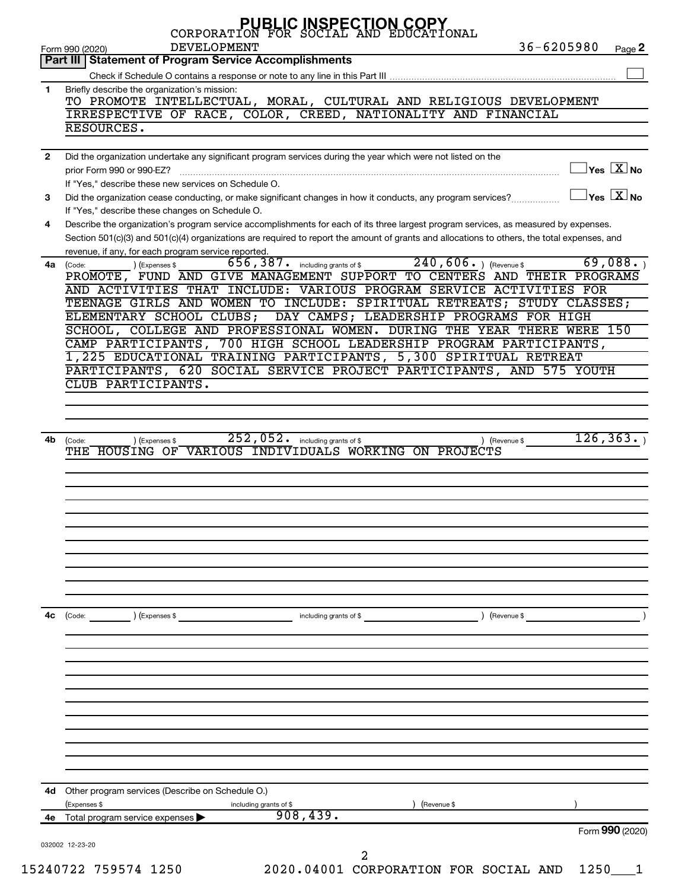PUBLIC INSPECTION COPY

CORPORATION FOR SOCIAL AND EDUCATIONAL DEVELOPMENT

Form 990 (2020) 36-6205980 Page 2

## Part III Statement of Program Service Accomplishments

Check if Schedule O contains a response or note to any line in this Part III ☐

**1** Briefly describe the organization's mission:

TO PROMOTE INTELLECTUAL, MORAL, CULTURAL AND RELIGIOUS DEVELOPMENT IRRESPECTIVE OF RACE, COLOR, CREED, NATIONALITY AND FINANCIAL RESOURCES.

**2** Did the organization undertake any significant program services during the year which were not listed on the prior Form 990 or 990-EZ? ☐ Yes ☒ No

If "Yes," describe these new services on Schedule O.

**3** Did the organization cease conducting, or make significant changes in how it conducts, any program services? ☐ Yes ☒ No

If "Yes," describe these changes on Schedule O.

**4** Describe the organization's program service accomplishments for each of its three largest program services, as measured by expenses. Section 501(c)(3) and 501(c)(4) organizations are required to report the amount of grants and allocations to others, the total expenses, and revenue, if any, for each program service reported.

**4a** (Code: ) (Expenses $ 656,387. including grants of $ 240,606. ) (Revenue $ 69,088. )

PROMOTE, FUND AND GIVE MANAGEMENT SUPPORT TO CENTERS AND THEIR PROGRAMS AND ACTIVITIES THAT INCLUDE: VARIOUS PROGRAM SERVICE ACTIVITIES FOR TEENAGE GIRLS AND WOMEN TO INCLUDE: SPIRITUAL RETREATS; STUDY CLASSES; ELEMENTARY SCHOOL CLUBS; DAY CAMPS; LEADERSHIP PROGRAMS FOR HIGH SCHOOL, COLLEGE AND PROFESSIONAL WOMEN. DURING THE YEAR THERE WERE 150 CAMP PARTICIPANTS, 700 HIGH SCHOOL LEADERSHIP PROGRAM PARTICIPANTS, 1,225 EDUCATIONAL TRAINING PARTICIPANTS, 5,300 SPIRITUAL RETREAT PARTICIPANTS, 620 SOCIAL SERVICE PROJECT PARTICIPANTS, AND 575 YOUTH CLUB PARTICIPANTS.

**4b** (Code: ) (Expenses $ 252,052. including grants of $ ) (Revenue $ 126,363. )

THE HOUSING OF VARIOUS INDIVIDUALS WORKING ON PROJECTS

**4c** (Code: ) (Expenses $ including grants of $ ) (Revenue $ )

**4d** Other program services (Describe on Schedule O.)

(Expenses $ including grants of $ ) (Revenue $ )

**4e** Total program service expenses ▶ 908,439.

Form **990** (2020)

032002 12-23-20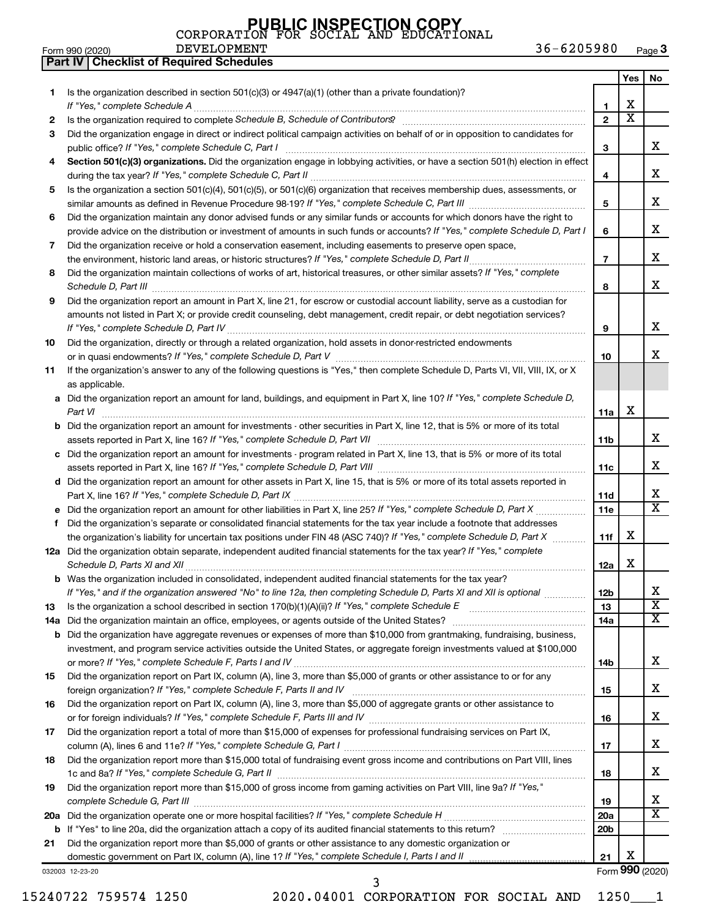PUBLIC INSPECTION COPY

CORPORATION FOR SOCIAL AND EDUCATIONAL DEVELOPMENT

Form 990 (2020) 36-6205980 Page 3

**Part IV | Checklist of Required Schedules**

| | | | Yes | No |
|---|---|---|---|---|
| 1 | Is the organization described in section 501(c)(3) or 4947(a)(1) (other than a private foundation)? *If "Yes," complete Schedule A* | 1 | X | |
| 2 | Is the organization required to complete *Schedule B, Schedule of Contributors*? | 2 | X | |
| 3 | Did the organization engage in direct or indirect political campaign activities on behalf of or in opposition to candidates for public office? *If "Yes," complete Schedule C, Part I* | 3 | | X |
| 4 | **Section 501(c)(3) organizations.** Did the organization engage in lobbying activities, or have a section 501(h) election in effect during the tax year? *If "Yes," complete Schedule C, Part II* | 4 | | X |
| 5 | Is the organization a section 501(c)(4), 501(c)(5), or 501(c)(6) organization that receives membership dues, assessments, or similar amounts as defined in Revenue Procedure 98-19? *If "Yes," complete Schedule C, Part III* | 5 | | X |
| 6 | Did the organization maintain any donor advised funds or any similar funds or accounts for which donors have the right to provide advice on the distribution or investment of amounts in such funds or accounts? *If "Yes," complete Schedule D, Part I* | 6 | | X |
| 7 | Did the organization receive or hold a conservation easement, including easements to preserve open space, the environment, historic land areas, or historic structures? *If "Yes," complete Schedule D, Part II* | 7 | | X |
| 8 | Did the organization maintain collections of works of art, historical treasures, or other similar assets? *If "Yes," complete Schedule D, Part III* | 8 | | X |
| 9 | Did the organization report an amount in Part X, line 21, for escrow or custodial account liability, serve as a custodian for amounts not listed in Part X; or provide credit counseling, debt management, credit repair, or debt negotiation services? *If "Yes," complete Schedule D, Part IV* | 9 | | X |
| 10 | Did the organization, directly or through a related organization, hold assets in donor-restricted endowments or in quasi endowments? *If "Yes," complete Schedule D, Part V* | 10 | | X |
| 11 | If the organization's answer to any of the following questions is "Yes," then complete Schedule D, Parts VI, VII, VIII, IX, or X as applicable. | | | |
| a | Did the organization report an amount for land, buildings, and equipment in Part X, line 10? *If "Yes," complete Schedule D, Part VI* | 11a | X | |
| b | Did the organization report an amount for investments - other securities in Part X, line 12, that is 5% or more of its total assets reported in Part X, line 16? *If "Yes," complete Schedule D, Part VII* | 11b | | X |
| c | Did the organization report an amount for investments - program related in Part X, line 13, that is 5% or more of its total assets reported in Part X, line 16? *If "Yes," complete Schedule D, Part VIII* | 11c | | X |
| d | Did the organization report an amount for other assets in Part X, line 15, that is 5% or more of its total assets reported in Part X, line 16? *If "Yes," complete Schedule D, Part IX* | 11d | | X |
| e | Did the organization report an amount for other liabilities in Part X, line 25? *If "Yes," complete Schedule D, Part X* | 11e | | X |
| f | Did the organization's separate or consolidated financial statements for the tax year include a footnote that addresses the organization's liability for uncertain tax positions under FIN 48 (ASC 740)? *If "Yes," complete Schedule D, Part X* | 11f | X | |
| 12a | Did the organization obtain separate, independent audited financial statements for the tax year? *If "Yes," complete Schedule D, Parts XI and XII* | 12a | X | |
| b | Was the organization included in consolidated, independent audited financial statements for the tax year? *If "Yes," and if the organization answered "No" to line 12a, then completing Schedule D, Parts XI and XII is optional* | 12b | | X |
| 13 | Is the organization a school described in section 170(b)(1)(A)(ii)? *If "Yes," complete Schedule E* | 13 | | X |
| 14a | Did the organization maintain an office, employees, or agents outside of the United States? | 14a | | X |
| b | Did the organization have aggregate revenues or expenses of more than $10,000 from grantmaking, fundraising, business, investment, and program service activities outside the United States, or aggregate foreign investments valued at $100,000 or more? *If "Yes," complete Schedule F, Parts I and IV* | 14b | | X |
| 15 | Did the organization report on Part IX, column (A), line 3, more than $5,000 of grants or other assistance to or for any foreign organization? *If "Yes," complete Schedule F, Parts II and IV* | 15 | | X |
| 16 | Did the organization report on Part IX, column (A), line 3, more than $5,000 of aggregate grants or other assistance to or for foreign individuals? *If "Yes," complete Schedule F, Parts III and IV* | 16 | | X |
| 17 | Did the organization report a total of more than $15,000 of expenses for professional fundraising services on Part IX, column (A), lines 6 and 11e? *If "Yes," complete Schedule G, Part I* | 17 | | X |
| 18 | Did the organization report more than $15,000 total of fundraising event gross income and contributions on Part VIII, lines 1c and 8a? *If "Yes," complete Schedule G, Part II* | 18 | | X |
| 19 | Did the organization report more than $15,000 of gross income from gaming activities on Part VIII, line 9a? *If "Yes," complete Schedule G, Part III* | 19 | | X |
| 20a | Did the organization operate one or more hospital facilities? *If "Yes," complete Schedule H* | 20a | | X |
| b | If "Yes" to line 20a, did the organization attach a copy of its audited financial statements to this return? | 20b | | |
| 21 | Did the organization report more than $5,000 of grants or other assistance to any domestic organization or domestic government on Part IX, column (A), line 1? *If "Yes," complete Schedule I, Parts I and II* | 21 | X | |

032003 12-23-20 Form **990** (2020)

15240722 759574 1250 2020.04001 CORPORATION FOR SOCIAL AND 1250___1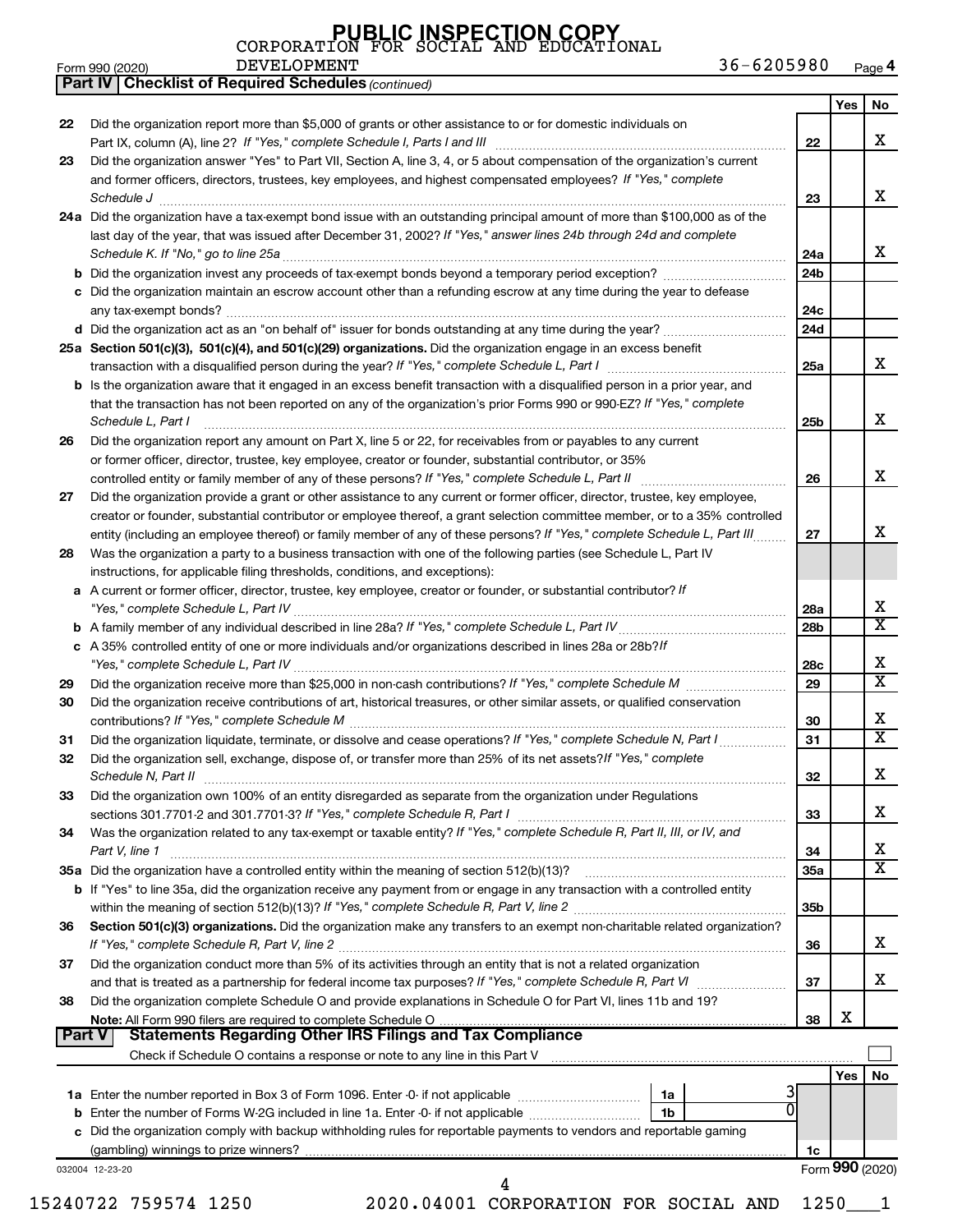PUBLIC INSPECTION COPY

CORPORATION FOR SOCIAL AND EDUCATIONAL DEVELOPMENT 36-6205980

Form 990 (2020) Page **4**

**Part IV | Checklist of Required Schedules** *(continued)*

| | | | Yes | No |
|---|---|---|---|---|
| 22 | Did the organization report more than $5,000 of grants or other assistance to or for domestic individuals on Part IX, column (A), line 2? *If "Yes," complete Schedule I, Parts I and III* | 22 | | X |
| 23 | Did the organization answer "Yes" to Part VII, Section A, line 3, 4, or 5 about compensation of the organization's current and former officers, directors, trustees, key employees, and highest compensated employees? *If "Yes," complete Schedule J* | 23 | | X |
| 24a | Did the organization have a tax-exempt bond issue with an outstanding principal amount of more than $100,000 as of the last day of the year, that was issued after December 31, 2002? *If "Yes," answer lines 24b through 24d and complete Schedule K. If "No," go to line 25a* | 24a | | X |
| b | Did the organization invest any proceeds of tax-exempt bonds beyond a temporary period exception? | 24b | | |
| c | Did the organization maintain an escrow account other than a refunding escrow at any time during the year to defease any tax-exempt bonds? | 24c | | |
| d | Did the organization act as an "on behalf of" issuer for bonds outstanding at any time during the year? | 24d | | |
| 25a | **Section 501(c)(3), 501(c)(4), and 501(c)(29) organizations.** Did the organization engage in an excess benefit transaction with a disqualified person during the year? *If "Yes," complete Schedule L, Part I* | 25a | | X |
| b | Is the organization aware that it engaged in an excess benefit transaction with a disqualified person in a prior year, and that the transaction has not been reported on any of the organization's prior Forms 990 or 990-EZ? *If "Yes," complete Schedule L, Part I* | 25b | | X |
| 26 | Did the organization report any amount on Part X, line 5 or 22, for receivables from or payables to any current or former officer, director, trustee, key employee, creator or founder, substantial contributor, or 35% controlled entity or family member of any of these persons? *If "Yes," complete Schedule L, Part II* | 26 | | X |
| 27 | Did the organization provide a grant or other assistance to any current or former officer, director, trustee, key employee, creator or founder, substantial contributor or employee thereof, a grant selection committee member, or to a 35% controlled entity (including an employee thereof) or family member of any of these persons? *If "Yes," complete Schedule L, Part III* | 27 | | X |
| 28 | Was the organization a party to a business transaction with one of the following parties (see Schedule L, Part IV instructions, for applicable filing thresholds, conditions, and exceptions): | | | |
| a | A current or former officer, director, trustee, key employee, creator or founder, or substantial contributor? *If "Yes," complete Schedule L, Part IV* | 28a | | X |
| b | A family member of any individual described in line 28a? *If "Yes," complete Schedule L, Part IV* | 28b | | X |
| c | A 35% controlled entity of one or more individuals and/or organizations described in lines 28a or 28b? *If "Yes," complete Schedule L, Part IV* | 28c | | X |
| 29 | Did the organization receive more than $25,000 in non-cash contributions? *If "Yes," complete Schedule M* | 29 | | X |
| 30 | Did the organization receive contributions of art, historical treasures, or other similar assets, or qualified conservation contributions? *If "Yes," complete Schedule M* | 30 | | X |
| 31 | Did the organization liquidate, terminate, or dissolve and cease operations? *If "Yes," complete Schedule N, Part I* | 31 | | X |
| 32 | Did the organization sell, exchange, dispose of, or transfer more than 25% of its net assets? *If "Yes," complete Schedule N, Part II* | 32 | | X |
| 33 | Did the organization own 100% of an entity disregarded as separate from the organization under Regulations sections 301.7701-2 and 301.7701-3? *If "Yes," complete Schedule R, Part I* | 33 | | X |
| 34 | Was the organization related to any tax-exempt or taxable entity? *If "Yes," complete Schedule R, Part II, III, or IV, and Part V, line 1* | 34 | | X |
| 35a | Did the organization have a controlled entity within the meaning of section 512(b)(13)? | 35a | | X |
| b | If "Yes" to line 35a, did the organization receive any payment from or engage in any transaction with a controlled entity within the meaning of section 512(b)(13)? *If "Yes," complete Schedule R, Part V, line 2* | 35b | | |
| 36 | **Section 501(c)(3) organizations.** Did the organization make any transfers to an exempt non-charitable related organization? *If "Yes," complete Schedule R, Part V, line 2* | 36 | | X |
| 37 | Did the organization conduct more than 5% of its activities through an entity that is not a related organization and that is treated as a partnership for federal income tax purposes? *If "Yes," complete Schedule R, Part VI* | 37 | | X |
| 38 | Did the organization complete Schedule O and provide explanations in Schedule O for Part VI, lines 11b and 19? **Note:** All Form 990 filers are required to complete Schedule O | 38 | X | |

**Part V | Statements Regarding Other IRS Filings and Tax Compliance**

Check if Schedule O contains a response or note to any line in this Part V ☐

| | | | | | Yes | No |
|---|---|---|---|---|---|---|
| 1a | Enter the number reported in Box 3 of Form 1096. Enter -0- if not applicable | 1a | 3 | | | |
| b | Enter the number of Forms W-2G included in line 1a. Enter -0- if not applicable | 1b | 0 | | | |
| c | Did the organization comply with backup withholding rules for reportable payments to vendors and reportable gaming (gambling) winnings to prize winners? | | | 1c | | |

032004 12-23-20 Form **990** (2020)

15240722 759574 1250 2020.04001 CORPORATION FOR SOCIAL AND 1250___1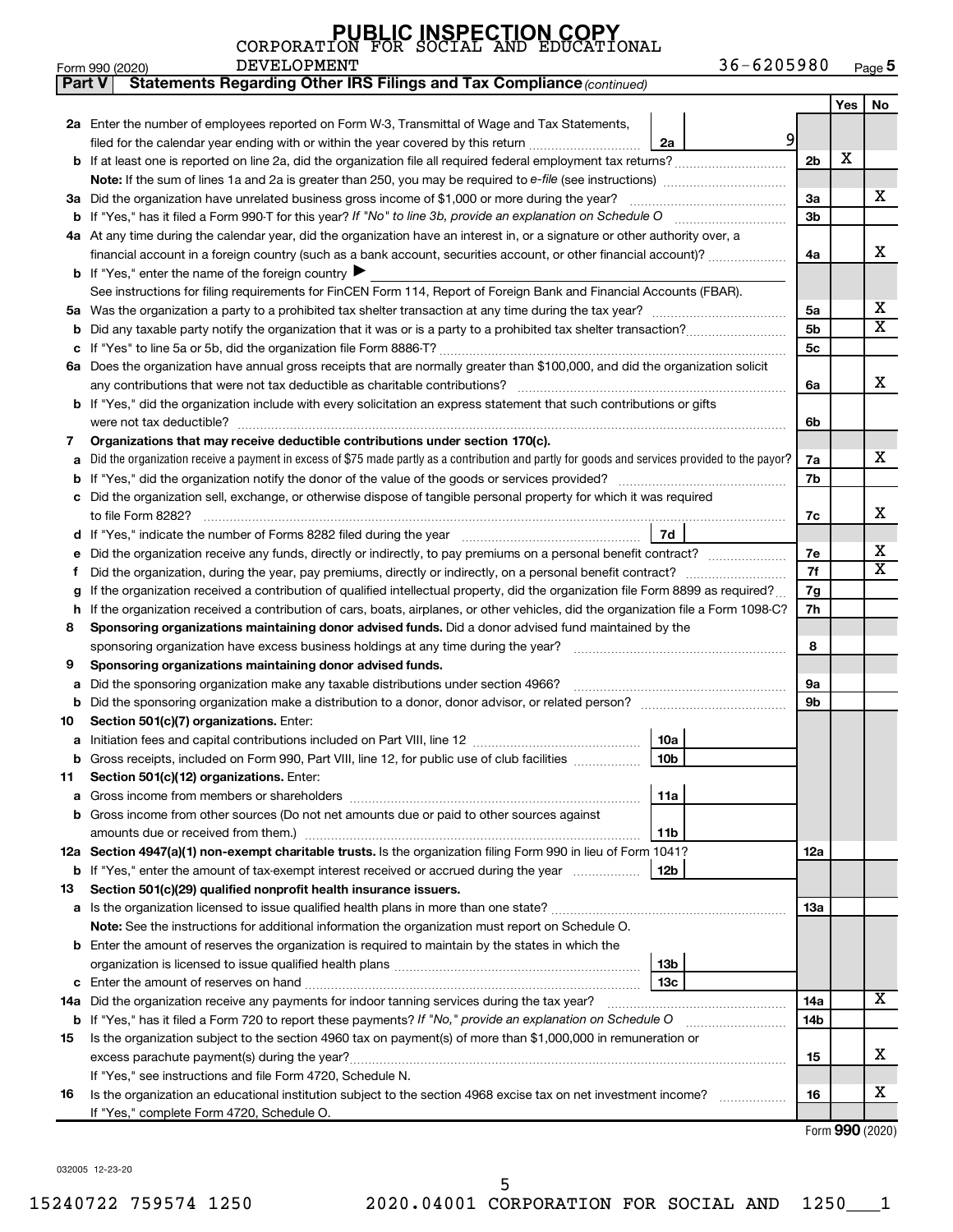PUBLIC INSPECTION COPY

CORPORATION FOR SOCIAL AND EDUCATIONAL DEVELOPMENT 36-6205980

Form 990 (2020) Page 5

**Part V Statements Regarding Other IRS Filings and Tax Compliance** *(continued)*

| | | | | Yes | No |
|---|---|---|---|---|---|
| 2a | Enter the number of employees reported on Form W-3, Transmittal of Wage and Tax Statements, filed for the calendar year ending with or within the year covered by this return | 2a | 9 | | |
| b | If at least one is reported on line 2a, did the organization file all required federal employment tax returns? | | 2b | X | |
| | **Note:** If the sum of lines 1a and 2a is greater than 250, you may be required to *e-file* (see instructions) | | | | |
| 3a | Did the organization have unrelated business gross income of $1,000 or more during the year? | | 3a | | X |
| b | If "Yes," has it filed a Form 990-T for this year? *If "No" to line 3b, provide an explanation on Schedule O* | | 3b | | |
| 4a | At any time during the calendar year, did the organization have an interest in, or a signature or other authority over, a financial account in a foreign country (such as a bank account, securities account, or other financial account)? | | 4a | | X |
| b | If "Yes," enter the name of the foreign country ▶ | | | | |
| | See instructions for filing requirements for FinCEN Form 114, Report of Foreign Bank and Financial Accounts (FBAR). | | | | |
| 5a | Was the organization a party to a prohibited tax shelter transaction at any time during the tax year? | | 5a | | X |
| b | Did any taxable party notify the organization that it was or is a party to a prohibited tax shelter transaction? | | 5b | | X |
| c | If "Yes" to line 5a or 5b, did the organization file Form 8886-T? | | 5c | | |
| 6a | Does the organization have annual gross receipts that are normally greater than $100,000, and did the organization solicit any contributions that were not tax deductible as charitable contributions? | | 6a | | X |
| b | If "Yes," did the organization include with every solicitation an express statement that such contributions or gifts were not tax deductible? | | 6b | | |
| 7 | **Organizations that may receive deductible contributions under section 170(c).** | | | | |
| a | Did the organization receive a payment in excess of $75 made partly as a contribution and partly for goods and services provided to the payor? | | 7a | | X |
| b | If "Yes," did the organization notify the donor of the value of the goods or services provided? | | 7b | | |
| c | Did the organization sell, exchange, or otherwise dispose of tangible personal property for which it was required to file Form 8282? | | 7c | | X |
| d | If "Yes," indicate the number of Forms 8282 filed during the year | 7d | | | |
| e | Did the organization receive any funds, directly or indirectly, to pay premiums on a personal benefit contract? | | 7e | | X |
| f | Did the organization, during the year, pay premiums, directly or indirectly, on a personal benefit contract? | | 7f | | X |
| g | If the organization received a contribution of qualified intellectual property, did the organization file Form 8899 as required? | | 7g | | |
| h | If the organization received a contribution of cars, boats, airplanes, or other vehicles, did the organization file a Form 1098-C? | | 7h | | |
| 8 | **Sponsoring organizations maintaining donor advised funds.** Did a donor advised fund maintained by the sponsoring organization have excess business holdings at any time during the year? | | 8 | | |
| 9 | **Sponsoring organizations maintaining donor advised funds.** | | | | |
| a | Did the sponsoring organization make any taxable distributions under section 4966? | | 9a | | |
| b | Did the sponsoring organization make a distribution to a donor, donor advisor, or related person? | | 9b | | |
| 10 | **Section 501(c)(7) organizations.** Enter: | | | | |
| a | Initiation fees and capital contributions included on Part VIII, line 12 | 10a | | | |
| b | Gross receipts, included on Form 990, Part VIII, line 12, for public use of club facilities | 10b | | | |
| 11 | **Section 501(c)(12) organizations.** Enter: | | | | |
| a | Gross income from members or shareholders | 11a | | | |
| b | Gross income from other sources (Do not net amounts due or paid to other sources against amounts due or received from them.) | 11b | | | |
| 12a | **Section 4947(a)(1) non-exempt charitable trusts.** Is the organization filing Form 990 in lieu of Form 1041? | | 12a | | |
| b | If "Yes," enter the amount of tax-exempt interest received or accrued during the year | 12b | | | |
| 13 | **Section 501(c)(29) qualified nonprofit health insurance issuers.** | | | | |
| a | Is the organization licensed to issue qualified health plans in more than one state? | | 13a | | |
| | **Note:** See the instructions for additional information the organization must report on Schedule O. | | | | |
| b | Enter the amount of reserves the organization is required to maintain by the states in which the organization is licensed to issue qualified health plans | 13b | | | |
| c | Enter the amount of reserves on hand | 13c | | | |
| 14a | Did the organization receive any payments for indoor tanning services during the tax year? | | 14a | | X |
| b | If "Yes," has it filed a Form 720 to report these payments? *If "No," provide an explanation on Schedule O* | | 14b | | |
| 15 | Is the organization subject to the section 4960 tax on payment(s) of more than $1,000,000 in remuneration or excess parachute payment(s) during the year? | | 15 | | X |
| | If "Yes," see instructions and file Form 4720, Schedule N. | | | | |
| 16 | Is the organization an educational institution subject to the section 4968 excise tax on net investment income? | | 16 | | X |
| | If "Yes," complete Form 4720, Schedule O. | | | | |

Form **990** (2020)

032005 12-23-20

15240722 759574 1250 2020.04001 CORPORATION FOR SOCIAL AND 1250___1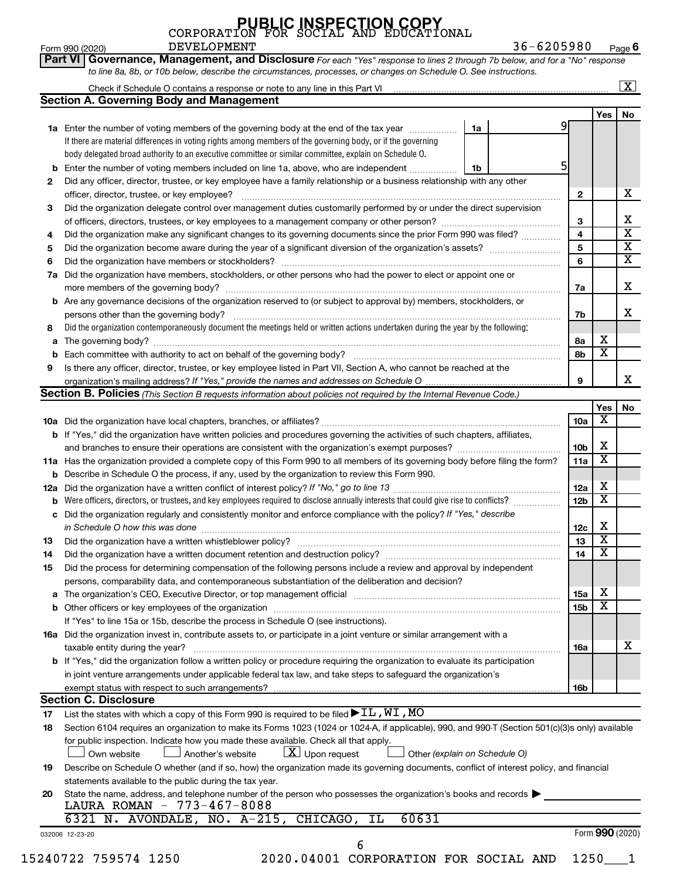PUBLIC INSPECTION COPY

CORPORATION FOR SOCIAL AND EDUCATIONAL DEVELOPMENT

Form 990 (2020) 36-6205980 Page **6**

## Part VI Governance, Management, and Disclosure

*For each "Yes" response to lines 2 through 7b below, and for a "No" response to line 8a, 8b, or 10b below, describe the circumstances, processes, or changes on Schedule O. See instructions.*

Check if Schedule O contains a response or note to any line in this Part VI ..... [X]

### Section A. Governing Body and Management

| | | | | Yes | No |
|---|---|---|---|---|---|
| **1a** | Enter the number of voting members of the governing body at the end of the tax year ..... If there are material differences in voting rights among members of the governing body, or if the governing body delegated broad authority to an executive committee or similar committee, explain on Schedule O. | 1a: 9 | | | |
| **b** | Enter the number of voting members included on line 1a, above, who are independent ..... | 1b: 5 | | | |
| **2** | Did any officer, director, trustee, or key employee have a family relationship or a business relationship with any other officer, director, trustee, or key employee? | | 2 | | X |
| **3** | Did the organization delegate control over management duties customarily performed by or under the direct supervision of officers, directors, trustees, or key employees to a management company or other person? | | 3 | | X |
| **4** | Did the organization make any significant changes to its governing documents since the prior Form 990 was filed? | | 4 | | X |
| **5** | Did the organization become aware during the year of a significant diversion of the organization's assets? | | 5 | | X |
| **6** | Did the organization have members or stockholders? | | 6 | | X |
| **7a** | Did the organization have members, stockholders, or other persons who had the power to elect or appoint one or more members of the governing body? | | 7a | | X |
| **b** | Are any governance decisions of the organization reserved to (or subject to approval by) members, stockholders, or persons other than the governing body? | | 7b | | X |
| **8** | Did the organization contemporaneously document the meetings held or written actions undertaken during the year by the following: | | | | |
| **a** | The governing body? | | 8a | X | |
| **b** | Each committee with authority to act on behalf of the governing body? | | 8b | X | |
| **9** | Is there any officer, director, trustee, or key employee listed in Part VII, Section A, who cannot be reached at the organization's mailing address? *If "Yes," provide the names and addresses on Schedule O* | | 9 | | X |

### Section B. Policies *(This Section B requests information about policies not required by the Internal Revenue Code.)*

| | | | Yes | No |
|---|---|---|---|---|
| **10a** | Did the organization have local chapters, branches, or affiliates? | 10a | X | |
| **b** | If "Yes," did the organization have written policies and procedures governing the activities of such chapters, affiliates, and branches to ensure their operations are consistent with the organization's exempt purposes? | 10b | X | |
| **11a** | Has the organization provided a complete copy of this Form 990 to all members of its governing body before filing the form? | 11a | X | |
| **b** | Describe in Schedule O the process, if any, used by the organization to review this Form 990. | | | |
| **12a** | Did the organization have a written conflict of interest policy? *If "No," go to line 13* | 12a | X | |
| **b** | Were officers, directors, or trustees, and key employees required to disclose annually interests that could give rise to conflicts? | 12b | X | |
| **c** | Did the organization regularly and consistently monitor and enforce compliance with the policy? *If "Yes," describe in Schedule O how this was done* | 12c | X | |
| **13** | Did the organization have a written whistleblower policy? | 13 | X | |
| **14** | Did the organization have a written document retention and destruction policy? | 14 | X | |
| **15** | Did the process for determining compensation of the following persons include a review and approval by independent persons, comparability data, and contemporaneous substantiation of the deliberation and decision? | | | |
| **a** | The organization's CEO, Executive Director, or top management official | 15a | X | |
| **b** | Other officers or key employees of the organization | 15b | X | |
| | If "Yes" to line 15a or 15b, describe the process in Schedule O (see instructions). | | | |
| **16a** | Did the organization invest in, contribute assets to, or participate in a joint venture or similar arrangement with a taxable entity during the year? | 16a | | X |
| **b** | If "Yes," did the organization follow a written policy or procedure requiring the organization to evaluate its participation in joint venture arrangements under applicable federal tax law, and take steps to safeguard the organization's exempt status with respect to such arrangements? | 16b | | |

### Section C. Disclosure

**17** List the states with which a copy of this Form 990 is required to be filed ▶ IL, WI, MO

**18** Section 6104 requires an organization to make its Forms 1023 (1024 or 1024-A, if applicable), 990, and 990-T (Section 501(c)(3)s only) available for public inspection. Indicate how you made these available. Check all that apply.

[ ] Own website [ ] Another's website [X] Upon request [ ] Other *(explain on Schedule O)*

**19** Describe on Schedule O whether (and if so, how) the organization made its governing documents, conflict of interest policy, and financial statements available to the public during the tax year.

**20** State the name, address, and telephone number of the person who possesses the organization's books and records ▶

LAURA ROMAN - 773-467-8088

6321 N. AVONDALE, NO. A-215, CHICAGO, IL 60631

032006 12-23-20 Form **990** (2020)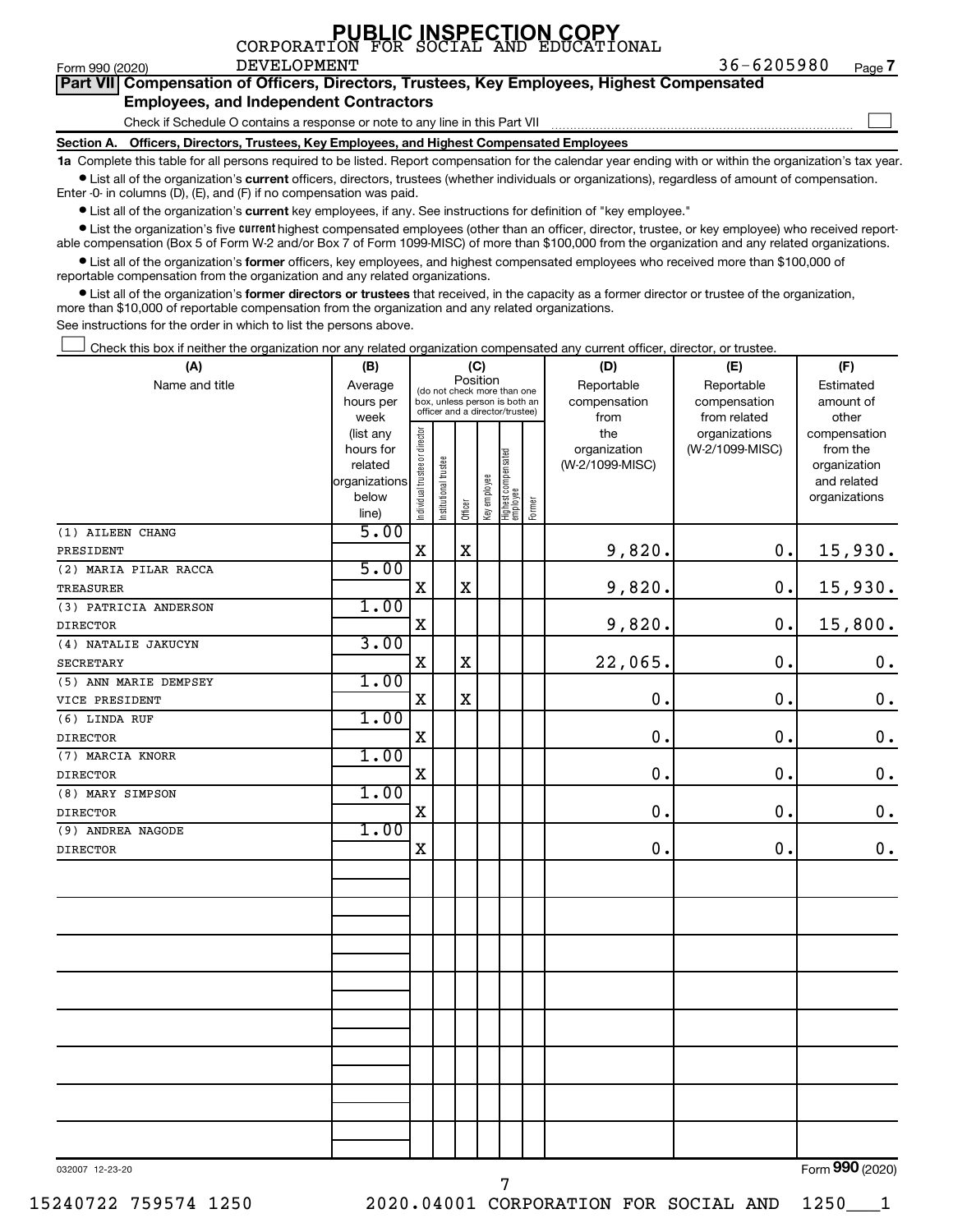PUBLIC INSPECTION COPY

CORPORATION FOR SOCIAL AND EDUCATIONAL DEVELOPMENT

Form 990 (2020) 36-6205980 Page 7

## Part VII Compensation of Officers, Directors, Trustees, Key Employees, Highest Compensated Employees, and Independent Contractors

Check if Schedule O contains a response or note to any line in this Part VII ☐

### Section A. Officers, Directors, Trustees, Key Employees, and Highest Compensated Employees

**1a** Complete this table for all persons required to be listed. Report compensation for the calendar year ending with or within the organization's tax year.

- List all of the organization's **current** officers, directors, trustees (whether individuals or organizations), regardless of amount of compensation. Enter -0- in columns (D), (E), and (F) if no compensation was paid.
- List all of the organization's **current** key employees, if any. See instructions for definition of "key employee."
- List the organization's five **current** highest compensated employees (other than an officer, director, trustee, or key employee) who received reportable compensation (Box 5 of Form W-2 and/or Box 7 of Form 1099-MISC) of more than $100,000 from the organization and any related organizations.
- List all of the organization's **former** officers, key employees, and highest compensated employees who received more than $100,000 of reportable compensation from the organization and any related organizations.
- List all of the organization's **former directors or trustees** that received, in the capacity as a former director or trustee of the organization, more than $10,000 of reportable compensation from the organization and any related organizations.

See instructions for the order in which to list the persons above.

☐ Check this box if neither the organization nor any related organization compensated any current officer, director, or trustee.

| (A) Name and title | (B) Average hours per week (list any hours for related organizations below line) | (C) Position (do not check more than one box, unless person is both an officer and a director/trustee) | | | | | | (D) Reportable compensation from the organization (W-2/1099-MISC) | (E) Reportable compensation from related organizations (W-2/1099-MISC) | (F) Estimated amount of other compensation from the organization and related organizations |
|---|---|---|---|---|---|---|---|---|---|---|
| | | Individual trustee or director | Institutional trustee | Officer | Key employee | Highest compensated employee | Former | | | |
| (1) AILEEN CHANG<br>PRESIDENT | 5.00 | X | | X | | | | 9,820. | 0. | 15,930. |
| (2) MARIA PILAR RACCA<br>TREASURER | 5.00 | X | | X | | | | 9,820. | 0. | 15,930. |
| (3) PATRICIA ANDERSON<br>DIRECTOR | 1.00 | X | | | | | | 9,820. | 0. | 15,800. |
| (4) NATALIE JAKUCYN<br>SECRETARY | 3.00 | X | | X | | | | 22,065. | 0. | 0. |
| (5) ANN MARIE DEMPSEY<br>VICE PRESIDENT | 1.00 | X | | X | | | | 0. | 0. | 0. |
| (6) LINDA RUF<br>DIRECTOR | 1.00 | X | | | | | | 0. | 0. | 0. |
| (7) MARCIA KNORR<br>DIRECTOR | 1.00 | X | | | | | | 0. | 0. | 0. |
| (8) MARY SIMPSON<br>DIRECTOR | 1.00 | X | | | | | | 0. | 0. | 0. |
| (9) ANDREA NAGODE<br>DIRECTOR | 1.00 | X | | | | | | 0. | 0. | 0. |

032007 12-23-20 Form 990 (2020)

15240722 759574 1250 2020.04001 CORPORATION FOR SOCIAL AND 1250___1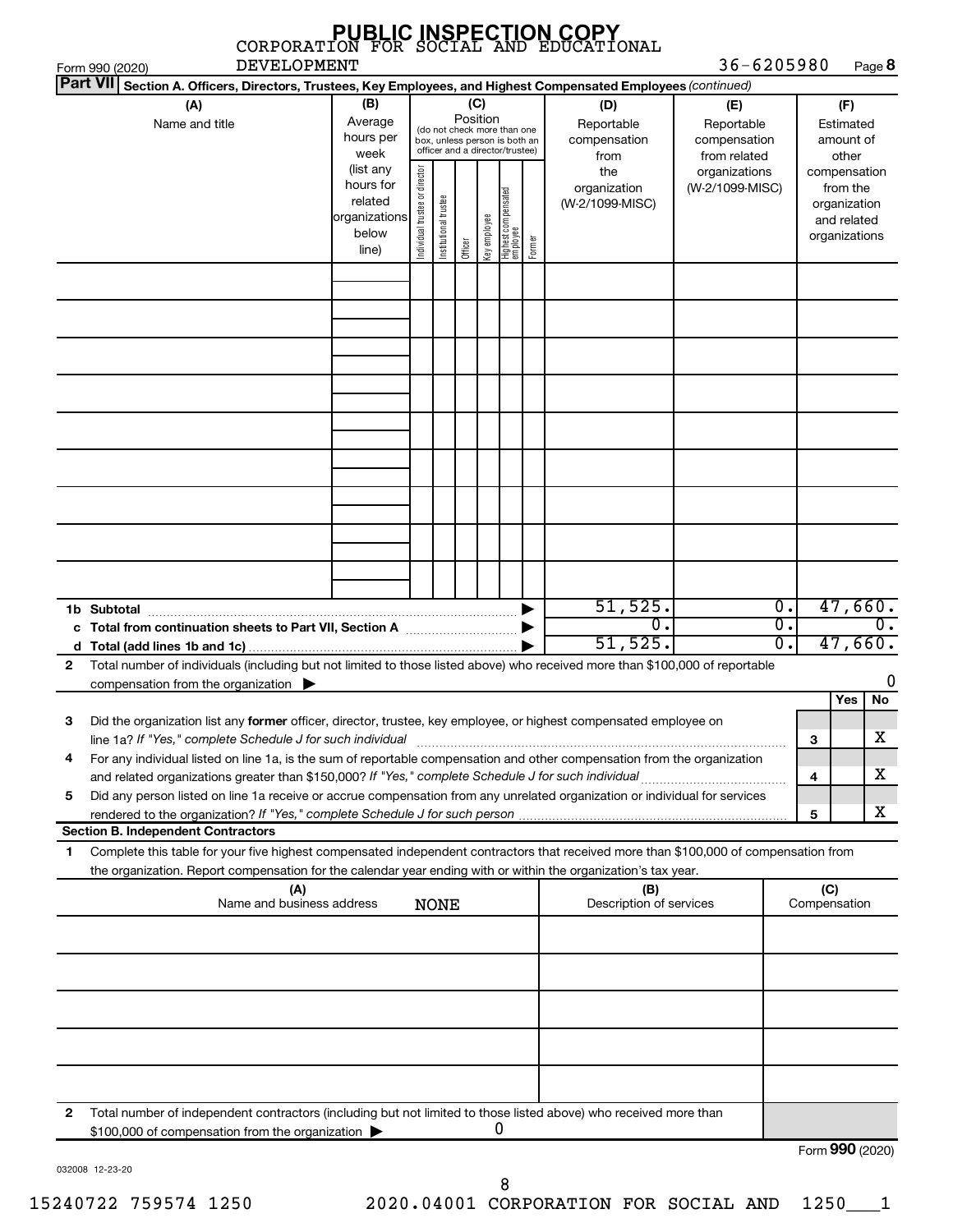PUBLIC INSPECTION COPY

CORPORATION FOR SOCIAL AND EDUCATIONAL DEVELOPMENT — 36-6205980

Form 990 (2020) Page **8**

**Part VII** **Section A. Officers, Directors, Trustees, Key Employees, and Highest Compensated Employees** *(continued)*

| (A) Name and title | (B) Average hours per week (list any hours for related organizations below line) | (C) Position (do not check more than one box, unless person is both an officer and a director/trustee): Individual trustee or director | Institutional trustee | Officer | Key employee | Highest compensated employee | Former | (D) Reportable compensation from the organization (W-2/1099-MISC) | (E) Reportable compensation from related organizations (W-2/1099-MISC) | (F) Estimated amount of other compensation from the organization and related organizations |
|---|---|---|---|---|---|---|---|---|---|---|
| | | | | | | | | | | |
| **1b Subtotal** | | | | | | | | 51,525. | 0. | 47,660. |
| **c Total from continuation sheets to Part VII, Section A** | | | | | | | | 0. | 0. | 0. |
| **d Total (add lines 1b and 1c)** | | | | | | | | 51,525. | 0. | 47,660. |

**2** Total number of individuals (including but not limited to those listed above) who received more than $100,000 of reportable compensation from the organization ▶ 0

| | | | Yes | No |
|---|---|---|---|---|
| **3** | Did the organization list any **former** officer, director, trustee, key employee, or highest compensated employee on line 1a? *If "Yes," complete Schedule J for such individual* | 3 | | X |
| **4** | For any individual listed on line 1a, is the sum of reportable compensation and other compensation from the organization and related organizations greater than $150,000? *If "Yes," complete Schedule J for such individual* | 4 | | X |
| **5** | Did any person listed on line 1a receive or accrue compensation from any unrelated organization or individual for services rendered to the organization? *If "Yes," complete Schedule J for such person* | 5 | | X |

**Section B. Independent Contractors**

**1** Complete this table for your five highest compensated independent contractors that received more than $100,000 of compensation from the organization. Report compensation for the calendar year ending with or within the organization's tax year.

| (A) Name and business address | (B) Description of services | (C) Compensation |
|---|---|---|
| NONE | | |
| | | |
| | | |
| | | |
| | | |
| | | |

**2** Total number of independent contractors (including but not limited to those listed above) who received more than $100,000 of compensation from the organization ▶ 0

Form **990** (2020)

032008 12-23-20

15240722 759574 1250 2020.04001 CORPORATION FOR SOCIAL AND 1250___1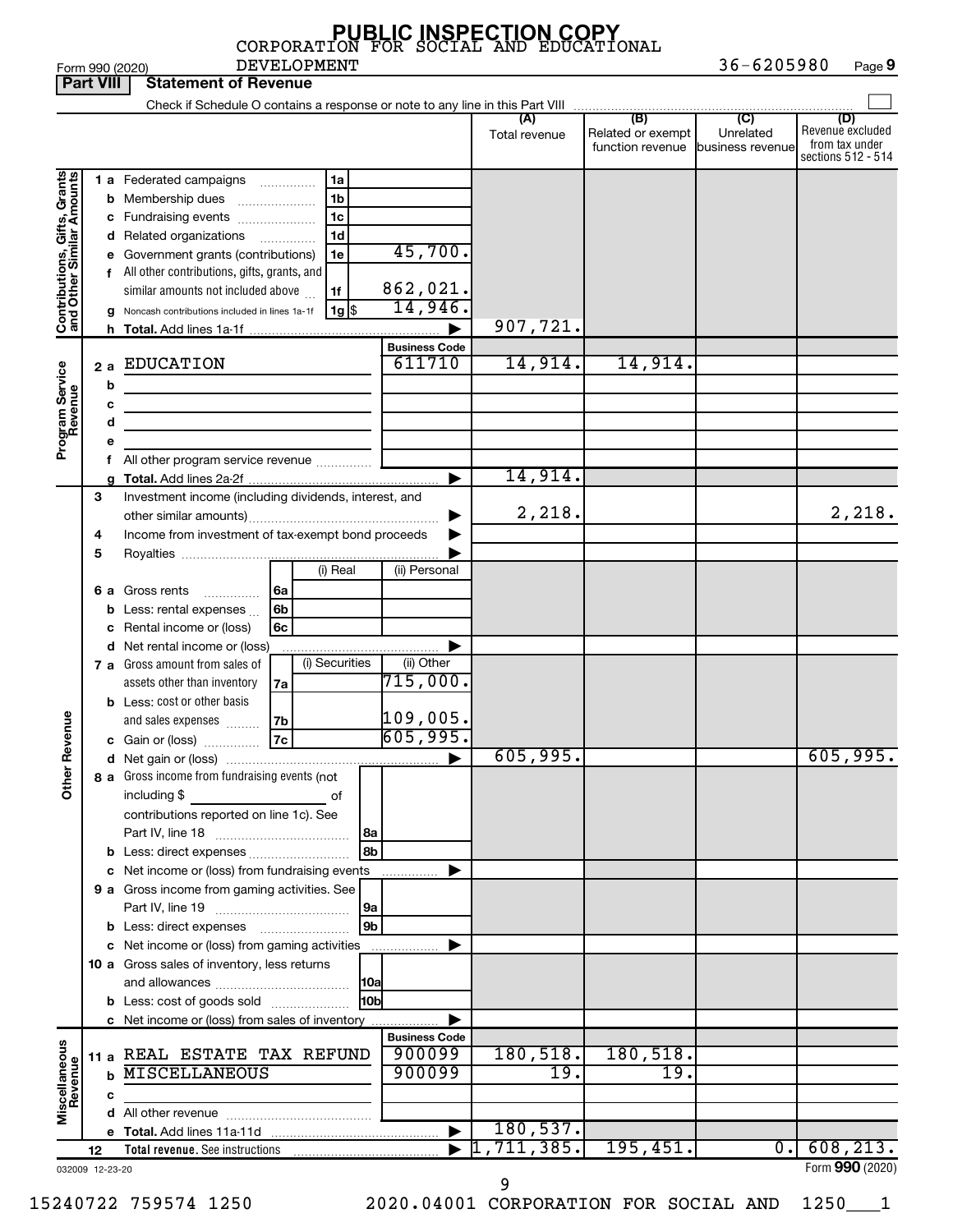PUBLIC INSPECTION COPY

CORPORATION FOR SOCIAL AND EDUCATIONAL DEVELOPMENT

Form 990 (2020) 36-6205980 Page 9

## Part VIII Statement of Revenue

Check if Schedule O contains a response or note to any line in this Part VIII

| | | | | (A) Total revenue | (B) Related or exempt function revenue | (C) Unrelated business revenue | (D) Revenue excluded from tax under sections 512 - 514 |
|---|---|---|---|---|---|---|---|
| **Contributions, Gifts, Grants and Other Similar Amounts** | 1a Federated campaigns | 1a | | | | | |
| | b Membership dues | 1b | | | | | |
| | c Fundraising events | 1c | | | | | |
| | d Related organizations | 1d | | | | | |
| | e Government grants (contributions) | 1e | 45,700. | | | | |
| | f All other contributions, gifts, grants, and similar amounts not included above | 1f | 862,021. | | | | |
| | g Noncash contributions included in lines 1a-1f | 1g $ | 14,946. | | | | |
| | h Total. Add lines 1a-1f | | | 907,721. | | | |
| **Program Service Revenue** | | | Business Code | | | | |
| | 2a EDUCATION | | 611710 | 14,914. | 14,914. | | |
| | b | | | | | | |
| | c | | | | | | |
| | d | | | | | | |
| | e | | | | | | |
| | f All other program service revenue | | | | | | |
| | g Total. Add lines 2a-2f | | | 14,914. | | | |
| **Other Revenue** | 3 Investment income (including dividends, interest, and other similar amounts) | | | 2,218. | | | 2,218. |
| | 4 Income from investment of tax-exempt bond proceeds | | | | | | |
| | 5 Royalties | | | | | | |
| | | (i) Real | (ii) Personal | | | | |
| | 6a Gross rents 6a | | | | | | |
| | b Less: rental expenses 6b | | | | | | |
| | c Rental income or (loss) 6c | | | | | | |
| | d Net rental income or (loss) | | | | | | |
| | | (i) Securities | (ii) Other | | | | |
| | 7a Gross amount from sales of assets other than inventory 7a | | 715,000. | | | | |
| | b Less: cost or other basis and sales expenses 7b | | 109,005. | | | | |
| | c Gain or (loss) 7c | | 605,995. | | | | |
| | d Net gain or (loss) | | | 605,995. | | | 605,995. |
| | 8a Gross income from fundraising events (not including $ of contributions reported on line 1c). See Part IV, line 18 | 8a | | | | | |
| | b Less: direct expenses | 8b | | | | | |
| | c Net income or (loss) from fundraising events | | | | | | |
| | 9a Gross income from gaming activities. See Part IV, line 19 | 9a | | | | | |
| | b Less: direct expenses | 9b | | | | | |
| | c Net income or (loss) from gaming activities | | | | | | |
| | 10a Gross sales of inventory, less returns and allowances | 10a | | | | | |
| | b Less: cost of goods sold | 10b | | | | | |
| | c Net income or (loss) from sales of inventory | | | | | | |
| **Miscellaneous Revenue** | | | Business Code | | | | |
| | 11a REAL ESTATE TAX REFUND | | 900099 | 180,518. | 180,518. | | |
| | b MISCELLANEOUS | | 900099 | 19. | 19. | | |
| | c | | | | | | |
| | d All other revenue | | | | | | |
| | e Total. Add lines 11a-11d | | | 180,537. | | | |
| | 12 Total revenue. See instructions | | | 1,711,385. | 195,451. | 0. | 608,213. |

032009 12-23-20 Form 990 (2020)

15240722 759574 1250 2020.04001 CORPORATION FOR SOCIAL AND 1250___1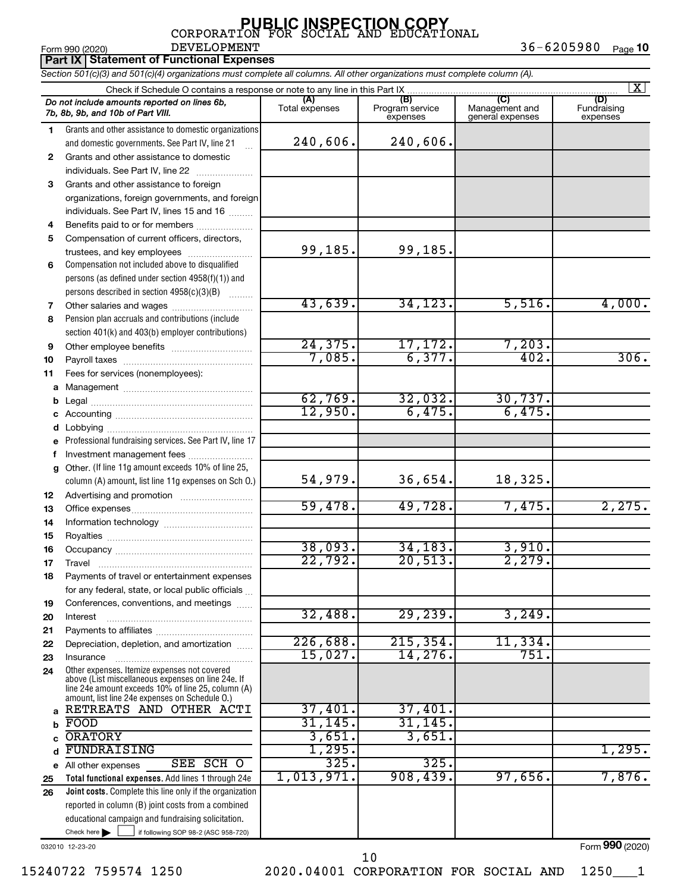**PUBLIC INSPECTION COPY**

Form 990 (2020) CORPORATION FOR SOCIAL AND EDUCATIONAL DEVELOPMENT 36-6205980 Page **10**

## Part IX Statement of Functional Expenses

*Section 501(c)(3) and 501(c)(4) organizations must complete all columns. All other organizations must complete column (A).*

Check if Schedule O contains a response or note to any line in this Part IX [X]

| | *Do not include amounts reported on lines 6b, 7b, 8b, 9b, and 10b of Part VIII.* | (A) Total expenses | (B) Program service expenses | (C) Management and general expenses | (D) Fundraising expenses |
|---|---|---|---|---|---|
| 1 | Grants and other assistance to domestic organizations and domestic governments. See Part IV, line 21 | 240,606. | 240,606. | | |
| 2 | Grants and other assistance to domestic individuals. See Part IV, line 22 | | | | |
| 3 | Grants and other assistance to foreign organizations, foreign governments, and foreign individuals. See Part IV, lines 15 and 16 | | | | |
| 4 | Benefits paid to or for members | | | | |
| 5 | Compensation of current officers, directors, trustees, and key employees | 99,185. | 99,185. | | |
| 6 | Compensation not included above to disqualified persons (as defined under section 4958(f)(1)) and persons described in section 4958(c)(3)(B) | | | | |
| 7 | Other salaries and wages | 43,639. | 34,123. | 5,516. | 4,000. |
| 8 | Pension plan accruals and contributions (include section 401(k) and 403(b) employer contributions) | | | | |
| 9 | Other employee benefits | 24,375. | 17,172. | 7,203. | |
| 10 | Payroll taxes | 7,085. | 6,377. | 402. | 306. |
| 11 | Fees for services (nonemployees): | | | | |
| a | Management | | | | |
| b | Legal | 62,769. | 32,032. | 30,737. | |
| c | Accounting | 12,950. | 6,475. | 6,475. | |
| d | Lobbying | | | | |
| e | Professional fundraising services. See Part IV, line 17 | | | | |
| f | Investment management fees | | | | |
| g | Other. (If line 11g amount exceeds 10% of line 25, column (A) amount, list line 11g expenses on Sch O.) | 54,979. | 36,654. | 18,325. | |
| 12 | Advertising and promotion | | | | |
| 13 | Office expenses | 59,478. | 49,728. | 7,475. | 2,275. |
| 14 | Information technology | | | | |
| 15 | Royalties | | | | |
| 16 | Occupancy | 38,093. | 34,183. | 3,910. | |
| 17 | Travel | 22,792. | 20,513. | 2,279. | |
| 18 | Payments of travel or entertainment expenses for any federal, state, or local public officials | | | | |
| 19 | Conferences, conventions, and meetings | | | | |
| 20 | Interest | 32,488. | 29,239. | 3,249. | |
| 21 | Payments to affiliates | | | | |
| 22 | Depreciation, depletion, and amortization | 226,688. | 215,354. | 11,334. | |
| 23 | Insurance | 15,027. | 14,276. | 751. | |
| 24 | Other expenses. Itemize expenses not covered above (List miscellaneous expenses on line 24e. If line 24e amount exceeds 10% of line 25, column (A) amount, list line 24e expenses on Schedule O.) | | | | |
| a | RETREATS AND OTHER ACTI | 37,401. | 37,401. | | |
| b | FOOD | 31,145. | 31,145. | | |
| c | ORATORY | 3,651. | 3,651. | | |
| d | FUNDRAISING | 1,295. | | | 1,295. |
| e | All other expenses SEE SCH O | 325. | 325. | | |
| 25 | **Total functional expenses.** Add lines 1 through 24e | 1,013,971. | 908,439. | 97,656. | 7,876. |
| 26 | **Joint costs.** Complete this line only if the organization reported in column (B) joint costs from a combined educational campaign and fundraising solicitation. Check here [ ] if following SOP 98-2 (ASC 958-720) | | | | |

032010 12-23-20

Form **990** (2020)

15240722 759574 1250 2020.04001 CORPORATION FOR SOCIAL AND 1250___1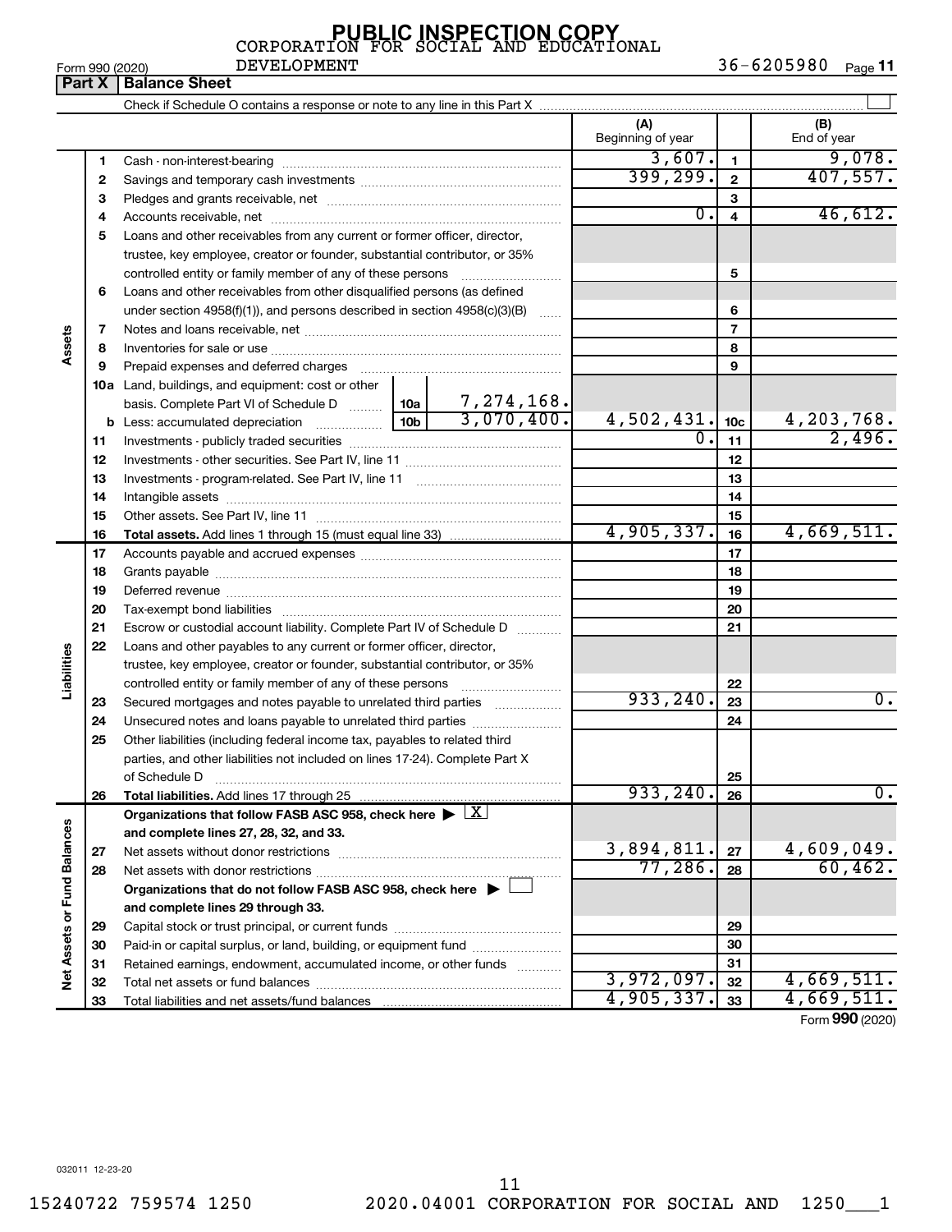PUBLIC INSPECTION COPY

CORPORATION FOR SOCIAL AND EDUCATIONAL DEVELOPMENT

Form 990 (2020) 36-6205980 Page 11

**Part X | Balance Sheet**

Check if Schedule O contains a response or note to any line in this Part X ☐

| | | | | (A) Beginning of year | | (B) End of year |
|---|---|---|---|---|---|---|
| **Assets** | 1 | Cash - non-interest-bearing | | 3,607. | 1 | 9,078. |
| | 2 | Savings and temporary cash investments | | 399,299. | 2 | 407,557. |
| | 3 | Pledges and grants receivable, net | | | 3 | |
| | 4 | Accounts receivable, net | | 0. | 4 | 46,612. |
| | 5 | Loans and other receivables from any current or former officer, director, trustee, key employee, creator or founder, substantial contributor, or 35% controlled entity or family member of any of these persons | | | 5 | |
| | 6 | Loans and other receivables from other disqualified persons (as defined under section 4958(f)(1)), and persons described in section 4958(c)(3)(B) | | | 6 | |
| | 7 | Notes and loans receivable, net | | | 7 | |
| | 8 | Inventories for sale or use | | | 8 | |
| | 9 | Prepaid expenses and deferred charges | | | 9 | |
| | 10a | Land, buildings, and equipment: cost or other basis. Complete Part VI of Schedule D | 10a 7,274,168. | | | |
| | b | Less: accumulated depreciation | 10b 3,070,400. | 4,502,431. | 10c | 4,203,768. |
| | 11 | Investments - publicly traded securities | | 0. | 11 | 2,496. |
| | 12 | Investments - other securities. See Part IV, line 11 | | | 12 | |
| | 13 | Investments - program-related. See Part IV, line 11 | | | 13 | |
| | 14 | Intangible assets | | | 14 | |
| | 15 | Other assets. See Part IV, line 11 | | | 15 | |
| | 16 | **Total assets.** Add lines 1 through 15 (must equal line 33) | | 4,905,337. | 16 | 4,669,511. |
| **Liabilities** | 17 | Accounts payable and accrued expenses | | | 17 | |
| | 18 | Grants payable | | | 18 | |
| | 19 | Deferred revenue | | | 19 | |
| | 20 | Tax-exempt bond liabilities | | | 20 | |
| | 21 | Escrow or custodial account liability. Complete Part IV of Schedule D | | | 21 | |
| | 22 | Loans and other payables to any current or former officer, director, trustee, key employee, creator or founder, substantial contributor, or 35% controlled entity or family member of any of these persons | | | 22 | |
| | 23 | Secured mortgages and notes payable to unrelated third parties | | 933,240. | 23 | 0. |
| | 24 | Unsecured notes and loans payable to unrelated third parties | | | 24 | |
| | 25 | Other liabilities (including federal income tax, payables to related third parties, and other liabilities not included on lines 17-24). Complete Part X of Schedule D | | | 25 | |
| | 26 | **Total liabilities.** Add lines 17 through 25 | | 933,240. | 26 | 0. |
| **Net Assets or Fund Balances** | | **Organizations that follow FASB ASC 958, check here ▶ ☒ and complete lines 27, 28, 32, and 33.** | | | | |
| | 27 | Net assets without donor restrictions | | 3,894,811. | 27 | 4,609,049. |
| | 28 | Net assets with donor restrictions | | 77,286. | 28 | 60,462. |
| | | **Organizations that do not follow FASB ASC 958, check here ▶ ☐ and complete lines 29 through 33.** | | | | |
| | 29 | Capital stock or trust principal, or current funds | | | 29 | |
| | 30 | Paid-in or capital surplus, or land, building, or equipment fund | | | 30 | |
| | 31 | Retained earnings, endowment, accumulated income, or other funds | | | 31 | |
| | 32 | Total net assets or fund balances | | 3,972,097. | 32 | 4,669,511. |
| | 33 | Total liabilities and net assets/fund balances | | 4,905,337. | 33 | 4,669,511. |

Form **990** (2020)

032011 12-23-20

15240722 759574 1250 2020.04001 CORPORATION FOR SOCIAL AND 1250___1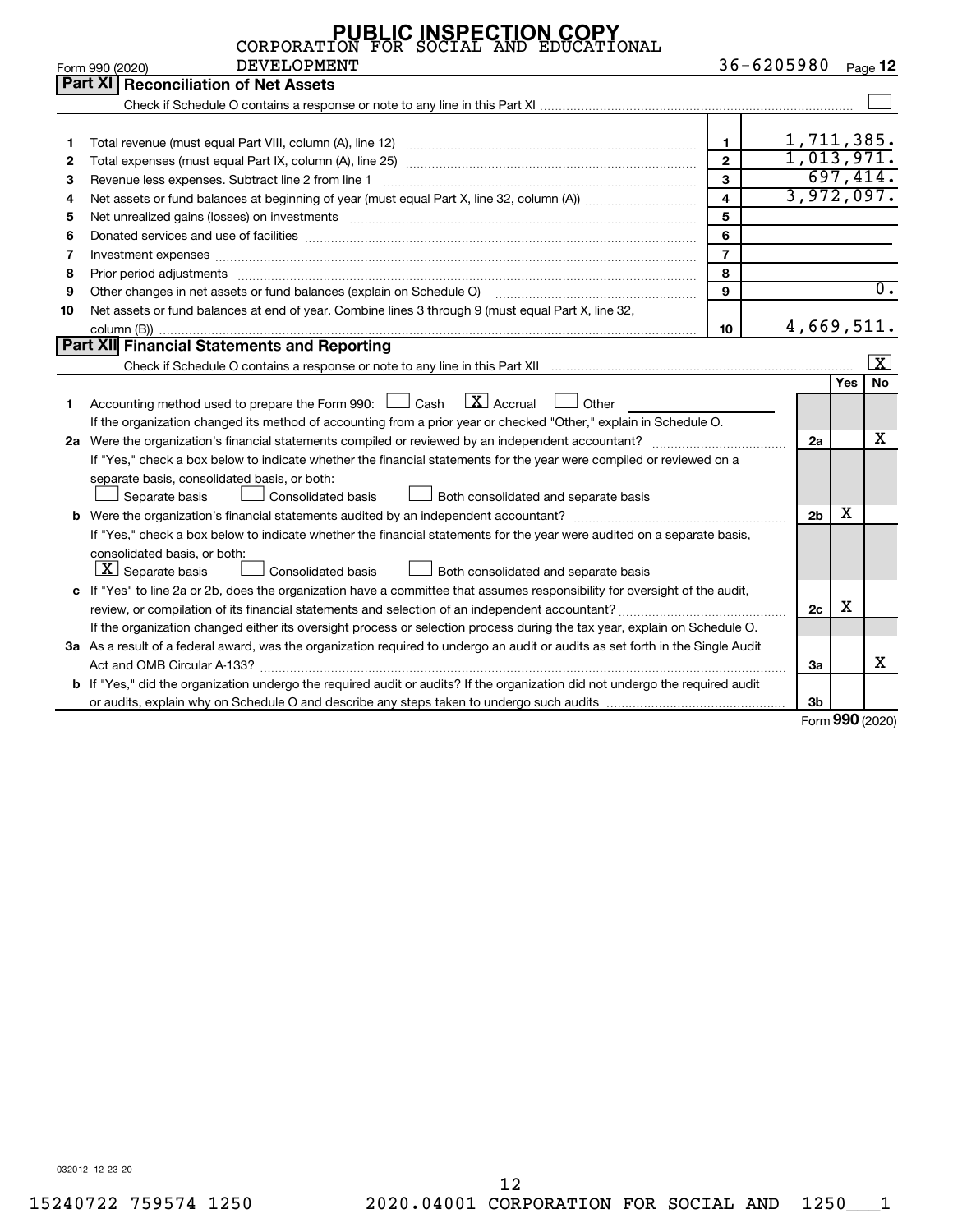PUBLIC INSPECTION COPY

CORPORATION FOR SOCIAL AND EDUCATIONAL DEVELOPMENT

Form 990 (2020) 36-6205980 Page **12**

## Part XI Reconciliation of Net Assets

Check if Schedule O contains a response or note to any line in this Part XI ☐

| | | | |
|---|---|---|---|
| 1 | Total revenue (must equal Part VIII, column (A), line 12) | 1 | 1,711,385. |
| 2 | Total expenses (must equal Part IX, column (A), line 25) | 2 | 1,013,971. |
| 3 | Revenue less expenses. Subtract line 2 from line 1 | 3 | 697,414. |
| 4 | Net assets or fund balances at beginning of year (must equal Part X, line 32, column (A)) | 4 | 3,972,097. |
| 5 | Net unrealized gains (losses) on investments | 5 | |
| 6 | Donated services and use of facilities | 6 | |
| 7 | Investment expenses | 7 | |
| 8 | Prior period adjustments | 8 | |
| 9 | Other changes in net assets or fund balances (explain on Schedule O) | 9 | 0. |
| 10 | Net assets or fund balances at end of year. Combine lines 3 through 9 (must equal Part X, line 32, column (B)) | 10 | 4,669,511. |

## Part XII Financial Statements and Reporting

Check if Schedule O contains a response or note to any line in this Part XII ☒

| | | | Yes | No |
|---|---|---|---|---|
| 1 | Accounting method used to prepare the Form 990: ☐ Cash ☒ Accrual ☐ Other<br>If the organization changed its method of accounting from a prior year or checked "Other," explain in Schedule O. | | | |
| 2a | Were the organization's financial statements compiled or reviewed by an independent accountant?<br>If "Yes," check a box below to indicate whether the financial statements for the year were compiled or reviewed on a separate basis, consolidated basis, or both:<br>☐ Separate basis ☐ Consolidated basis ☐ Both consolidated and separate basis | 2a | | X |
| b | Were the organization's financial statements audited by an independent accountant?<br>If "Yes," check a box below to indicate whether the financial statements for the year were audited on a separate basis, consolidated basis, or both:<br>☒ Separate basis ☐ Consolidated basis ☐ Both consolidated and separate basis | 2b | X | |
| c | If "Yes" to line 2a or 2b, does the organization have a committee that assumes responsibility for oversight of the audit, review, or compilation of its financial statements and selection of an independent accountant?<br>If the organization changed either its oversight process or selection process during the tax year, explain on Schedule O. | 2c | X | |
| 3a | As a result of a federal award, was the organization required to undergo an audit or audits as set forth in the Single Audit Act and OMB Circular A-133? | 3a | | X |
| b | If "Yes," did the organization undergo the required audit or audits? If the organization did not undergo the required audit or audits, explain why on Schedule O and describe any steps taken to undergo such audits | 3b | | |

Form **990** (2020)

032012 12-23-20

15240722 759574 1250 2020.04001 CORPORATION FOR SOCIAL AND 1250___1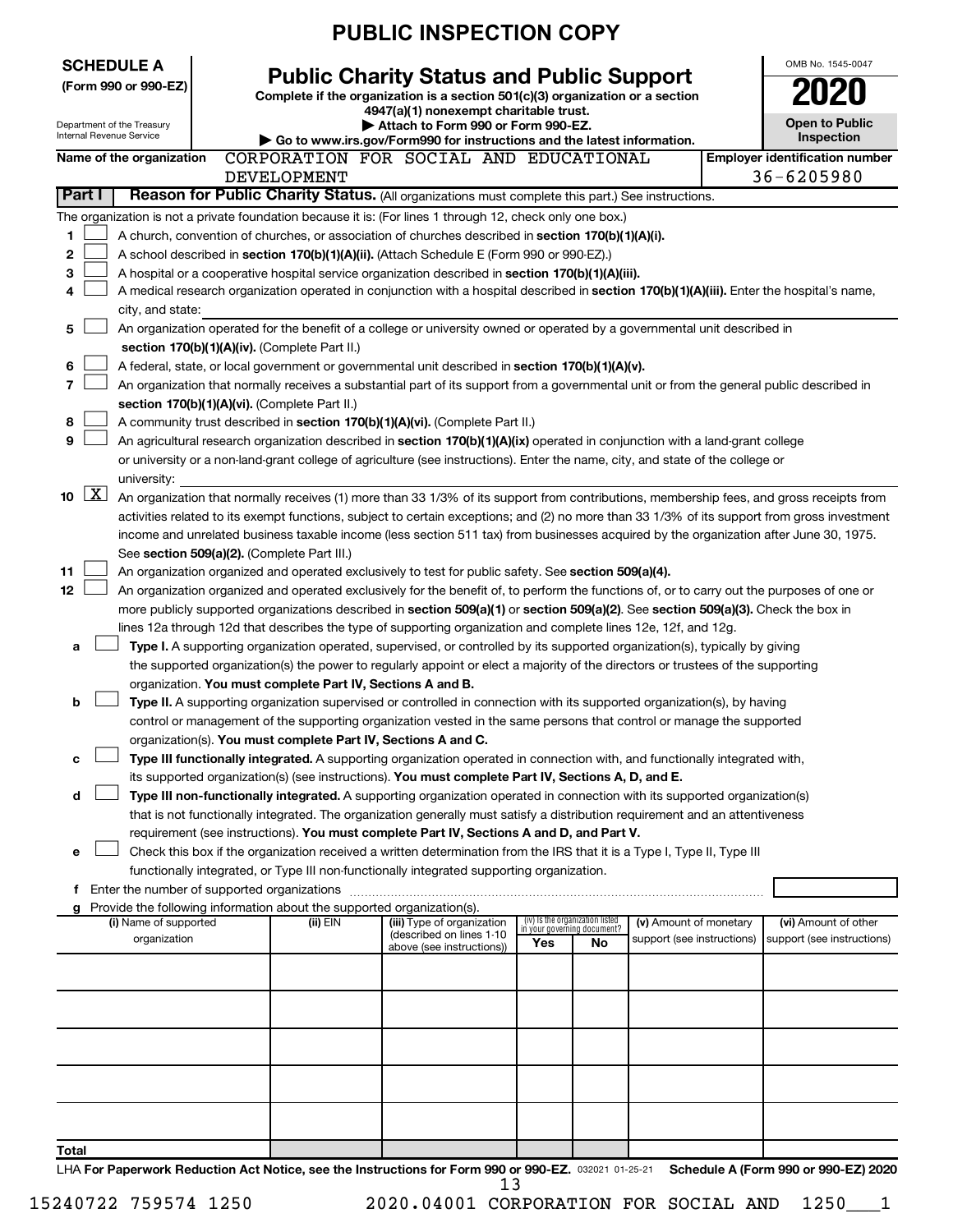**PUBLIC INSPECTION COPY**

**SCHEDULE A**
**(Form 990 or 990-EZ)**

Department of the Treasury
Internal Revenue Service

# Public Charity Status and Public Support

**Complete if the organization is a section 501(c)(3) organization or a section 4947(a)(1) nonexempt charitable trust.**
**▶ Attach to Form 990 or Form 990-EZ.**
**▶ Go to www.irs.gov/Form990 for instructions and the latest information.**

OMB No. 1545-0047

**2020**

**Open to Public Inspection**

**Name of the organization** CORPORATION FOR SOCIAL AND EDUCATIONAL DEVELOPMENT

**Employer identification number** 36-6205980

## Part I Reason for Public Charity Status. (All organizations must complete this part.) See instructions.

The organization is not a private foundation because it is: (For lines 1 through 12, check only one box.)

1 ☐ A church, convention of churches, or association of churches described in **section 170(b)(1)(A)(i).**

2 ☐ A school described in **section 170(b)(1)(A)(ii).** (Attach Schedule E (Form 990 or 990-EZ).)

3 ☐ A hospital or a cooperative hospital service organization described in **section 170(b)(1)(A)(iii).**

4 ☐ A medical research organization operated in conjunction with a hospital described in **section 170(b)(1)(A)(iii).** Enter the hospital's name, city, and state:

5 ☐ An organization operated for the benefit of a college or university owned or operated by a governmental unit described in **section 170(b)(1)(A)(iv).** (Complete Part II.)

6 ☐ A federal, state, or local government or governmental unit described in **section 170(b)(1)(A)(v).**

7 ☐ An organization that normally receives a substantial part of its support from a governmental unit or from the general public described in **section 170(b)(1)(A)(vi).** (Complete Part II.)

8 ☐ A community trust described in **section 170(b)(1)(A)(vi).** (Complete Part II.)

9 ☐ An agricultural research organization described in **section 170(b)(1)(A)(ix)** operated in conjunction with a land-grant college or university or a non-land-grant college of agriculture (see instructions). Enter the name, city, and state of the college or university:

10 ☒ An organization that normally receives (1) more than 33 1/3% of its support from contributions, membership fees, and gross receipts from activities related to its exempt functions, subject to certain exceptions; and (2) no more than 33 1/3% of its support from gross investment income and unrelated business taxable income (less section 511 tax) from businesses acquired by the organization after June 30, 1975. See **section 509(a)(2).** (Complete Part III.)

11 ☐ An organization organized and operated exclusively to test for public safety. See **section 509(a)(4).**

12 ☐ An organization organized and operated exclusively for the benefit of, to perform the functions of, or to carry out the purposes of one or more publicly supported organizations described in **section 509(a)(1)** or **section 509(a)(2)**. See **section 509(a)(3).** Check the box in lines 12a through 12d that describes the type of supporting organization and complete lines 12e, 12f, and 12g.

a ☐ **Type I.** A supporting organization operated, supervised, or controlled by its supported organization(s), typically by giving the supported organization(s) the power to regularly appoint or elect a majority of the directors or trustees of the supporting organization. **You must complete Part IV, Sections A and B.**

b ☐ **Type II.** A supporting organization supervised or controlled in connection with its supported organization(s), by having control or management of the supporting organization vested in the same persons that control or manage the supported organization(s). **You must complete Part IV, Sections A and C.**

c ☐ **Type III functionally integrated.** A supporting organization operated in connection with, and functionally integrated with, its supported organization(s) (see instructions). **You must complete Part IV, Sections A, D, and E.**

d ☐ **Type III non-functionally integrated.** A supporting organization operated in connection with its supported organization(s) that is not functionally integrated. The organization generally must satisfy a distribution requirement and an attentiveness requirement (see instructions). **You must complete Part IV, Sections A and D, and Part V.**

e ☐ Check this box if the organization received a written determination from the IRS that it is a Type I, Type II, Type III functionally integrated, or Type III non-functionally integrated supporting organization.

f Enter the number of supported organizations

g Provide the following information about the supported organization(s).

| (i) Name of supported organization | (ii) EIN | (iii) Type of organization (described on lines 1-10 above (see instructions)) | (iv) Is the organization listed in your governing document? Yes | No | (v) Amount of monetary support (see instructions) | (vi) Amount of other support (see instructions) |
|---|---|---|---|---|---|---|
| | | | | | | |
| | | | | | | |
| | | | | | | |
| | | | | | | |
| | | | | | | |
| **Total** | | | | | | |

LHA **For Paperwork Reduction Act Notice, see the Instructions for Form 990 or 990-EZ.** 032021 01-25-21 **Schedule A (Form 990 or 990-EZ) 2020**

15240722 759574 1250 2020.04001 CORPORATION FOR SOCIAL AND 1250___1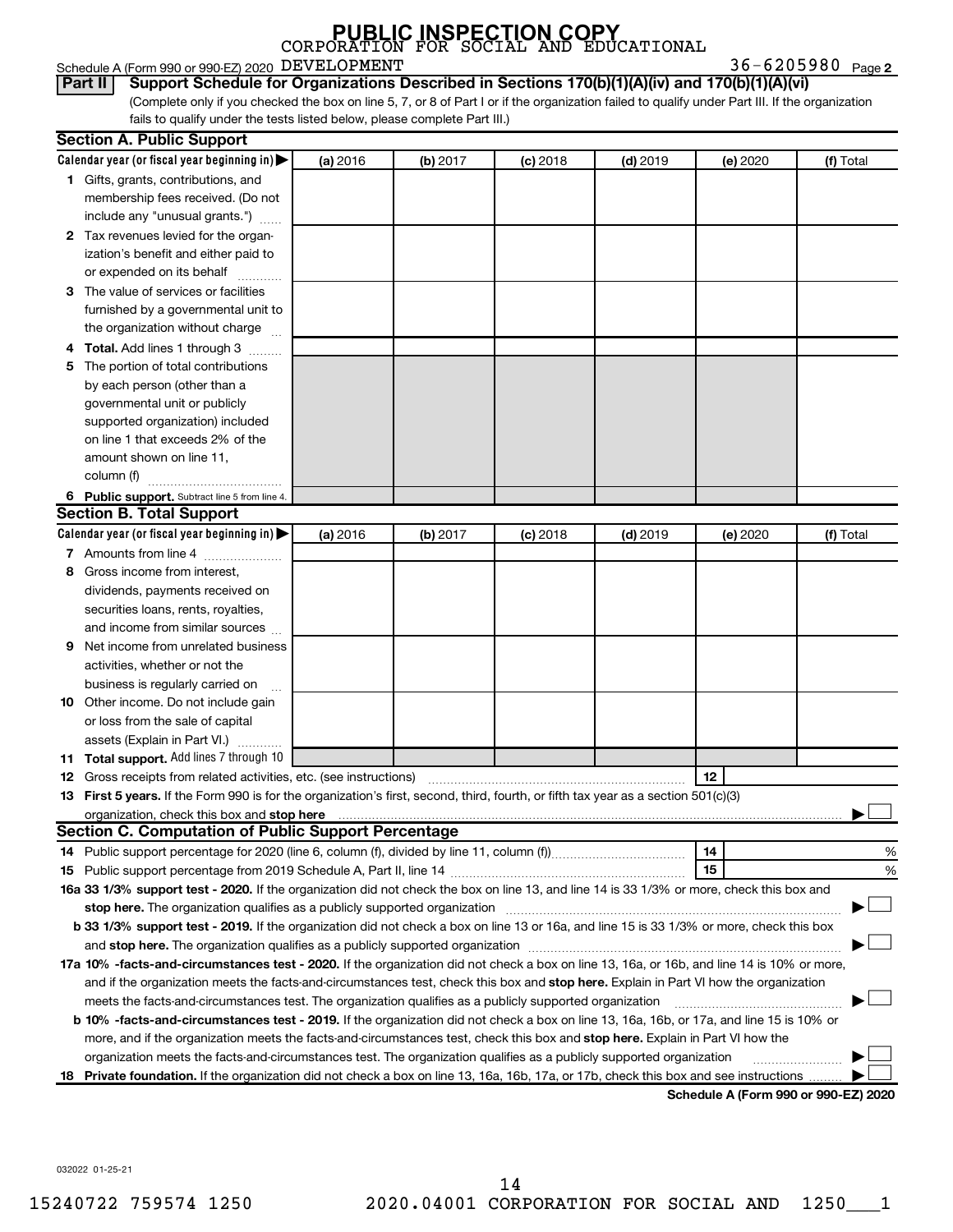PUBLIC INSPECTION COPY

CORPORATION FOR SOCIAL AND EDUCATIONAL

Schedule A (Form 990 or 990-EZ) 2020 DEVELOPMENT 36-6205980 Page 2

**Part II** **Support Schedule for Organizations Described in Sections 170(b)(1)(A)(iv) and 170(b)(1)(A)(vi)**

(Complete only if you checked the box on line 5, 7, or 8 of Part I or if the organization failed to qualify under Part III. If the organization fails to qualify under the tests listed below, please complete Part III.)

## Section A. Public Support

| Calendar year (or fiscal year beginning in) ▶ | (a) 2016 | (b) 2017 | (c) 2018 | (d) 2019 | (e) 2020 | (f) Total |
|---|---|---|---|---|---|---|
| **1** Gifts, grants, contributions, and membership fees received. (Do not include any "unusual grants.") | | | | | | |
| **2** Tax revenues levied for the organization's benefit and either paid to or expended on its behalf | | | | | | |
| **3** The value of services or facilities furnished by a governmental unit to the organization without charge | | | | | | |
| **4 Total.** Add lines 1 through 3 | | | | | | |
| **5** The portion of total contributions by each person (other than a governmental unit or publicly supported organization) included on line 1 that exceeds 2% of the amount shown on line 11, column (f) | | | | | | |
| **6 Public support.** Subtract line 5 from line 4. | | | | | | |

## Section B. Total Support

| Calendar year (or fiscal year beginning in) ▶ | (a) 2016 | (b) 2017 | (c) 2018 | (d) 2019 | (e) 2020 | (f) Total |
|---|---|---|---|---|---|---|
| **7** Amounts from line 4 | | | | | | |
| **8** Gross income from interest, dividends, payments received on securities loans, rents, royalties, and income from similar sources | | | | | | |
| **9** Net income from unrelated business activities, whether or not the business is regularly carried on | | | | | | |
| **10** Other income. Do not include gain or loss from the sale of capital assets (Explain in Part VI.) | | | | | | |
| **11 Total support.** Add lines 7 through 10 | | | | | | |

**12** Gross receipts from related activities, etc. (see instructions) **12**

**13 First 5 years.** If the Form 990 is for the organization's first, second, third, fourth, or fifth tax year as a section 501(c)(3) organization, check this box and **stop here** ▶ ☐

## Section C. Computation of Public Support Percentage

**14** Public support percentage for 2020 (line 6, column (f), divided by line 11, column (f)) **14** %

**15** Public support percentage from 2019 Schedule A, Part II, line 14 **15** %

**16a 33 1/3% support test - 2020.** If the organization did not check the box on line 13, and line 14 is 33 1/3% or more, check this box and **stop here.** The organization qualifies as a publicly supported organization ▶ ☐

**b 33 1/3% support test - 2019.** If the organization did not check a box on line 13 or 16a, and line 15 is 33 1/3% or more, check this box and **stop here.** The organization qualifies as a publicly supported organization ▶ ☐

**17a 10% -facts-and-circumstances test - 2020.** If the organization did not check a box on line 13, 16a, or 16b, and line 14 is 10% or more, and if the organization meets the facts-and-circumstances test, check this box and **stop here.** Explain in Part VI how the organization meets the facts-and-circumstances test. The organization qualifies as a publicly supported organization ▶ ☐

**b 10% -facts-and-circumstances test - 2019.** If the organization did not check a box on line 13, 16a, 16b, or 17a, and line 15 is 10% or more, and if the organization meets the facts-and-circumstances test, check this box and **stop here.** Explain in Part VI how the organization meets the facts-and-circumstances test. The organization qualifies as a publicly supported organization ▶ ☐

**18 Private foundation.** If the organization did not check a box on line 13, 16a, 16b, 17a, or 17b, check this box and see instructions ▶ ☐

**Schedule A (Form 990 or 990-EZ) 2020**

032022 01-25-21

15240722 759574 1250 2020.04001 CORPORATION FOR SOCIAL AND 1250___1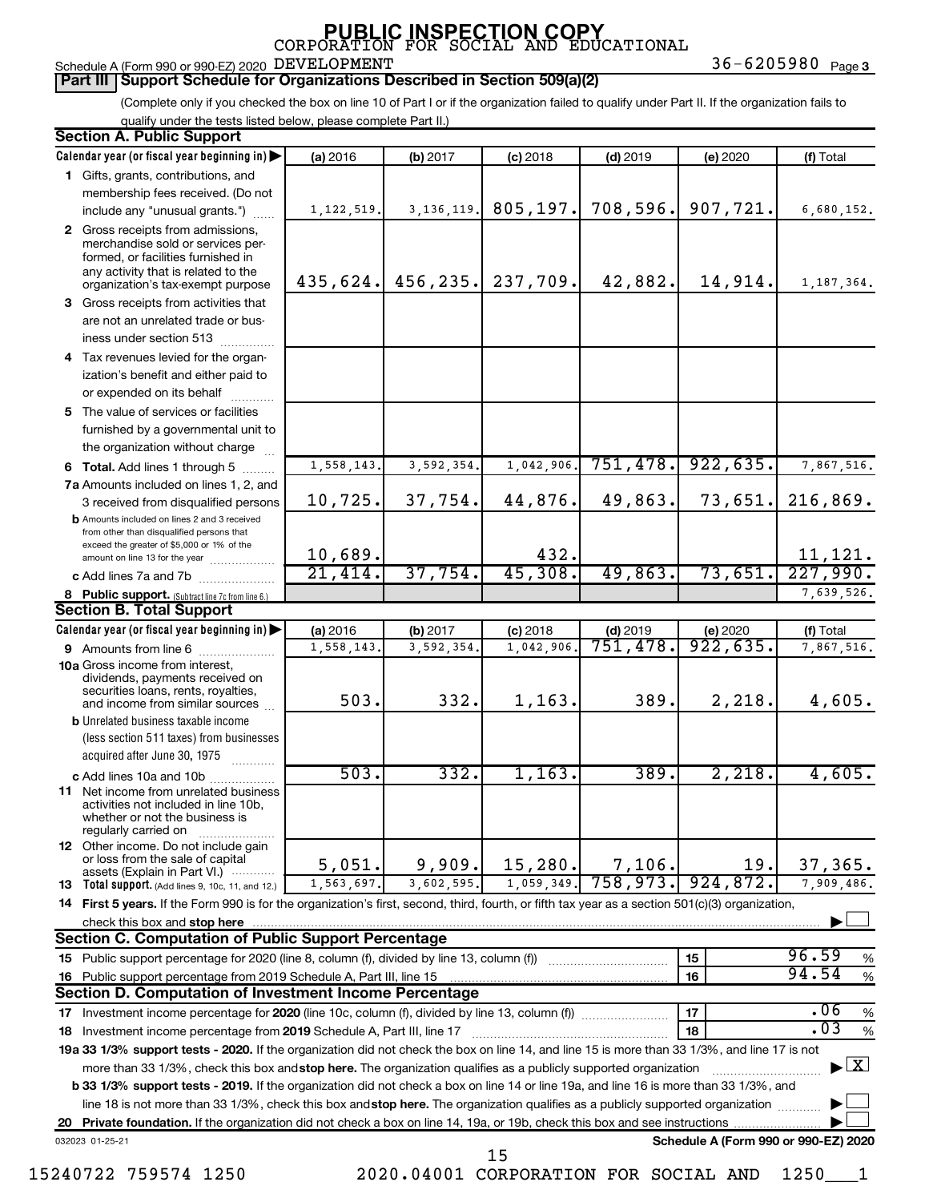PUBLIC INSPECTION COPY

Schedule A (Form 990 or 990-EZ) 2020 CORPORATION FOR SOCIAL AND EDUCATIONAL DEVELOPMENT 36-6205980 Page 3

**Part III | Support Schedule for Organizations Described in Section 509(a)(2)**

(Complete only if you checked the box on line 10 of Part I or if the organization failed to qualify under Part II. If the organization fails to qualify under the tests listed below, please complete Part II.)

**Section A. Public Support**

| Calendar year (or fiscal year beginning in) | (a) 2016 | (b) 2017 | (c) 2018 | (d) 2019 | (e) 2020 | (f) Total |
|---|---|---|---|---|---|---|
| **1** Gifts, grants, contributions, and membership fees received. (Do not include any "unusual grants.") | 1,122,519. | 3,136,119. | 805,197. | 708,596. | 907,721. | 6,680,152. |
| **2** Gross receipts from admissions, merchandise sold or services performed, or facilities furnished in any activity that is related to the organization's tax-exempt purpose | 435,624. | 456,235. | 237,709. | 42,882. | 14,914. | 1,187,364. |
| **3** Gross receipts from activities that are not an unrelated trade or business under section 513 | | | | | | |
| **4** Tax revenues levied for the organization's benefit and either paid to or expended on its behalf | | | | | | |
| **5** The value of services or facilities furnished by a governmental unit to the organization without charge | | | | | | |
| **6 Total.** Add lines 1 through 5 | 1,558,143. | 3,592,354. | 1,042,906. | 751,478. | 922,635. | 7,867,516. |
| **7a** Amounts included on lines 1, 2, and 3 received from disqualified persons | 10,725. | 37,754. | 44,876. | 49,863. | 73,651. | 216,869. |
| **b** Amounts included on lines 2 and 3 received from other than disqualified persons that exceed the greater of $5,000 or 1% of the amount on line 13 for the year | 10,689. | | 432. | | | 11,121. |
| **c** Add lines 7a and 7b | 21,414. | 37,754. | 45,308. | 49,863. | 73,651. | 227,990. |
| **8 Public support.** (Subtract line 7c from line 6.) | | | | | | 7,639,526. |

**Section B. Total Support**

| Calendar year (or fiscal year beginning in) | (a) 2016 | (b) 2017 | (c) 2018 | (d) 2019 | (e) 2020 | (f) Total |
|---|---|---|---|---|---|---|
| **9** Amounts from line 6 | 1,558,143. | 3,592,354. | 1,042,906. | 751,478. | 922,635. | 7,867,516. |
| **10a** Gross income from interest, dividends, payments received on securities loans, rents, royalties, and income from similar sources | 503. | 332. | 1,163. | 389. | 2,218. | 4,605. |
| **b** Unrelated business taxable income (less section 511 taxes) from businesses acquired after June 30, 1975 | | | | | | |
| **c** Add lines 10a and 10b | 503. | 332. | 1,163. | 389. | 2,218. | 4,605. |
| **11** Net income from unrelated business activities not included in line 10b, whether or not the business is regularly carried on | | | | | | |
| **12** Other income. Do not include gain or loss from the sale of capital assets (Explain in Part VI.) | 5,051. | 9,909. | 15,280. | 7,106. | 19. | 37,365. |
| **13 Total support.** (Add lines 9, 10c, 11, and 12.) | 1,563,697. | 3,602,595. | 1,059,349. | 758,973. | 924,872. | 7,909,486. |

**14 First 5 years.** If the Form 990 is for the organization's first, second, third, fourth, or fifth tax year as a section 501(c)(3) organization, check this box and **stop here** ☐

**Section C. Computation of Public Support Percentage**

| | | | |
|---|---|---|---|
| **15** Public support percentage for 2020 (line 8, column (f), divided by line 13, column (f)) | 15 | 96.59 | % |
| **16** Public support percentage from 2019 Schedule A, Part III, line 15 | 16 | 94.54 | % |

**Section D. Computation of Investment Income Percentage**

| | | | |
|---|---|---|---|
| **17** Investment income percentage for **2020** (line 10c, column (f), divided by line 13, column (f)) | 17 | .06 | % |
| **18** Investment income percentage from **2019** Schedule A, Part III, line 17 | 18 | .03 | % |

**19a 33 1/3% support tests - 2020.** If the organization did not check the box on line 14, and line 15 is more than 33 1/3%, and line 17 is not more than 33 1/3%, check this box and **stop here.** The organization qualifies as a publicly supported organization ☒

**b 33 1/3% support tests - 2019.** If the organization did not check a box on line 14 or line 19a, and line 16 is more than 33 1/3%, and line 18 is not more than 33 1/3%, check this box and **stop here.** The organization qualifies as a publicly supported organization ☐

**20 Private foundation.** If the organization did not check a box on line 14, 19a, or 19b, check this box and see instructions ☐

032023 01-25-21 **Schedule A (Form 990 or 990-EZ) 2020**

15240722 759574 1250 2020.04001 CORPORATION FOR SOCIAL AND 1250___1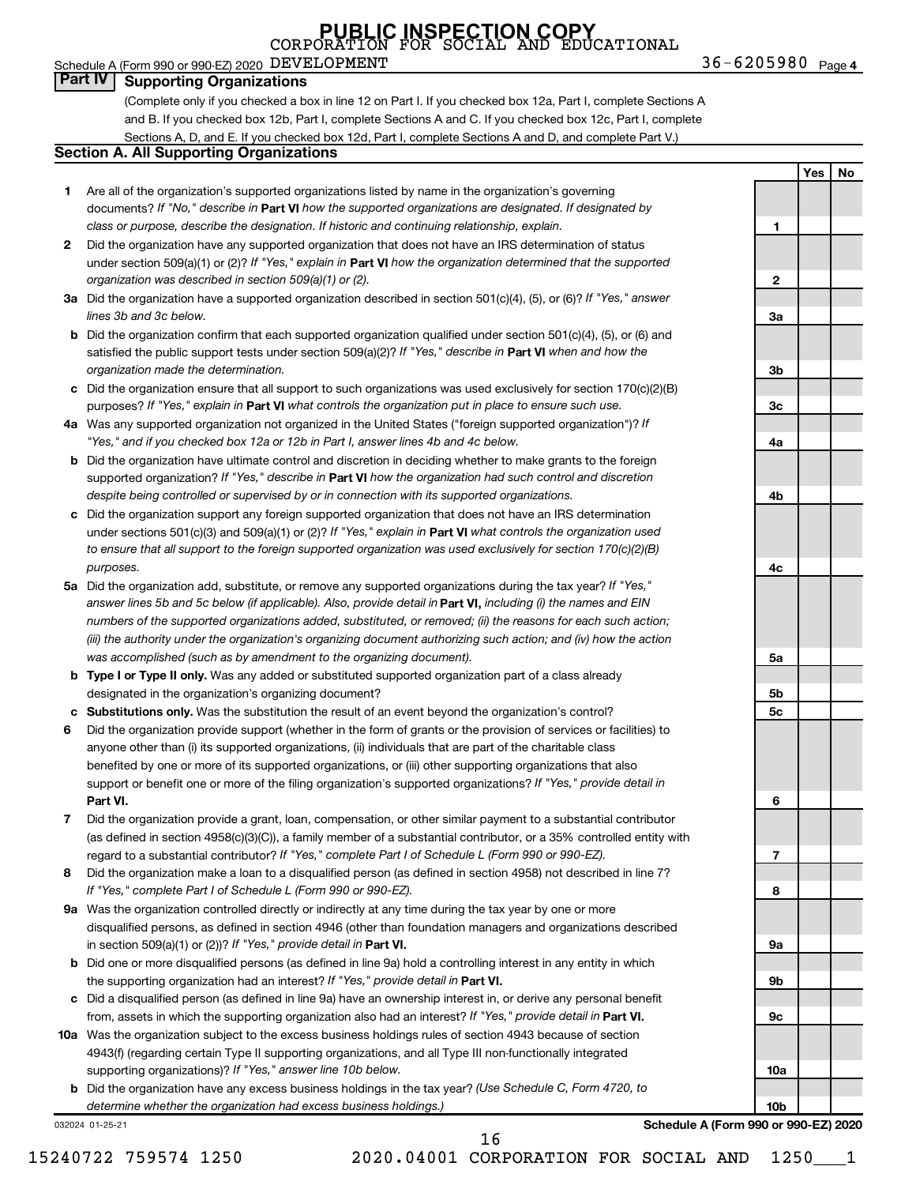PUBLIC INSPECTION COPY

Schedule A (Form 990 or 990-EZ) 2020 CORPORATION FOR SOCIAL AND EDUCATIONAL DEVELOPMENT 36-6205980 Page 4

## Part IV Supporting Organizations

(Complete only if you checked a box in line 12 on Part I. If you checked box 12a, Part I, complete Sections A and B. If you checked box 12b, Part I, complete Sections A and C. If you checked box 12c, Part I, complete Sections A, D, and E. If you checked box 12d, Part I, complete Sections A and D, and complete Part V.)

### Section A. All Supporting Organizations

| | | | Yes | No |
|---|---|---|---|---|
| 1 | Are all of the organization's supported organizations listed by name in the organization's governing documents? *If "No," describe in* **Part VI** *how the supported organizations are designated. If designated by class or purpose, describe the designation. If historic and continuing relationship, explain.* | 1 | | |
| 2 | Did the organization have any supported organization that does not have an IRS determination of status under section 509(a)(1) or (2)? *If "Yes," explain in* **Part VI** *how the organization determined that the supported organization was described in section 509(a)(1) or (2).* | 2 | | |
| 3a | Did the organization have a supported organization described in section 501(c)(4), (5), or (6)? *If "Yes," answer lines 3b and 3c below.* | 3a | | |
| b | Did the organization confirm that each supported organization qualified under section 501(c)(4), (5), or (6) and satisfied the public support tests under section 509(a)(2)? *If "Yes," describe in* **Part VI** *when and how the organization made the determination.* | 3b | | |
| c | Did the organization ensure that all support to such organizations was used exclusively for section 170(c)(2)(B) purposes? *If "Yes," explain in* **Part VI** *what controls the organization put in place to ensure such use.* | 3c | | |
| 4a | Was any supported organization not organized in the United States ("foreign supported organization")? *If "Yes," and if you checked box 12a or 12b in Part I, answer lines 4b and 4c below.* | 4a | | |
| b | Did the organization have ultimate control and discretion in deciding whether to make grants to the foreign supported organization? *If "Yes," describe in* **Part VI** *how the organization had such control and discretion despite being controlled or supervised by or in connection with its supported organizations.* | 4b | | |
| c | Did the organization support any foreign supported organization that does not have an IRS determination under sections 501(c)(3) and 509(a)(1) or (2)? *If "Yes," explain in* **Part VI** *what controls the organization used to ensure that all support to the foreign supported organization was used exclusively for section 170(c)(2)(B) purposes.* | 4c | | |
| 5a | Did the organization add, substitute, or remove any supported organizations during the tax year? *If "Yes," answer lines 5b and 5c below (if applicable). Also, provide detail in* **Part VI,** *including (i) the names and EIN numbers of the supported organizations added, substituted, or removed; (ii) the reasons for each such action; (iii) the authority under the organization's organizing document authorizing such action; and (iv) how the action was accomplished (such as by amendment to the organizing document).* | 5a | | |
| b | **Type I or Type II only.** Was any added or substituted supported organization part of a class already designated in the organization's organizing document? | 5b | | |
| c | **Substitutions only.** Was the substitution the result of an event beyond the organization's control? | 5c | | |
| 6 | Did the organization provide support (whether in the form of grants or the provision of services or facilities) to anyone other than (i) its supported organizations, (ii) individuals that are part of the charitable class benefited by one or more of its supported organizations, or (iii) other supporting organizations that also support or benefit one or more of the filing organization's supported organizations? *If "Yes," provide detail in* **Part VI.** | 6 | | |
| 7 | Did the organization provide a grant, loan, compensation, or other similar payment to a substantial contributor (as defined in section 4958(c)(3)(C)), a family member of a substantial contributor, or a 35% controlled entity with regard to a substantial contributor? *If "Yes," complete Part I of Schedule L (Form 990 or 990-EZ).* | 7 | | |
| 8 | Did the organization make a loan to a disqualified person (as defined in section 4958) not described in line 7? *If "Yes," complete Part I of Schedule L (Form 990 or 990-EZ).* | 8 | | |
| 9a | Was the organization controlled directly or indirectly at any time during the tax year by one or more disqualified persons, as defined in section 4946 (other than foundation managers and organizations described in section 509(a)(1) or (2))? *If "Yes," provide detail in* **Part VI.** | 9a | | |
| b | Did one or more disqualified persons (as defined in line 9a) hold a controlling interest in any entity in which the supporting organization had an interest? *If "Yes," provide detail in* **Part VI.** | 9b | | |
| c | Did a disqualified person (as defined in line 9a) have an ownership interest in, or derive any personal benefit from, assets in which the supporting organization also had an interest? *If "Yes," provide detail in* **Part VI.** | 9c | | |
| 10a | Was the organization subject to the excess business holdings rules of section 4943 because of section 4943(f) (regarding certain Type II supporting organizations, and all Type III non-functionally integrated supporting organizations)? *If "Yes," answer line 10b below.* | 10a | | |
| b | Did the organization have any excess business holdings in the tax year? *(Use Schedule C, Form 4720, to determine whether the organization had excess business holdings.)* | 10b | | |

032024 01-25-21 **Schedule A (Form 990 or 990-EZ) 2020**

15240722 759574 1250 2020.04001 CORPORATION FOR SOCIAL AND 1250___1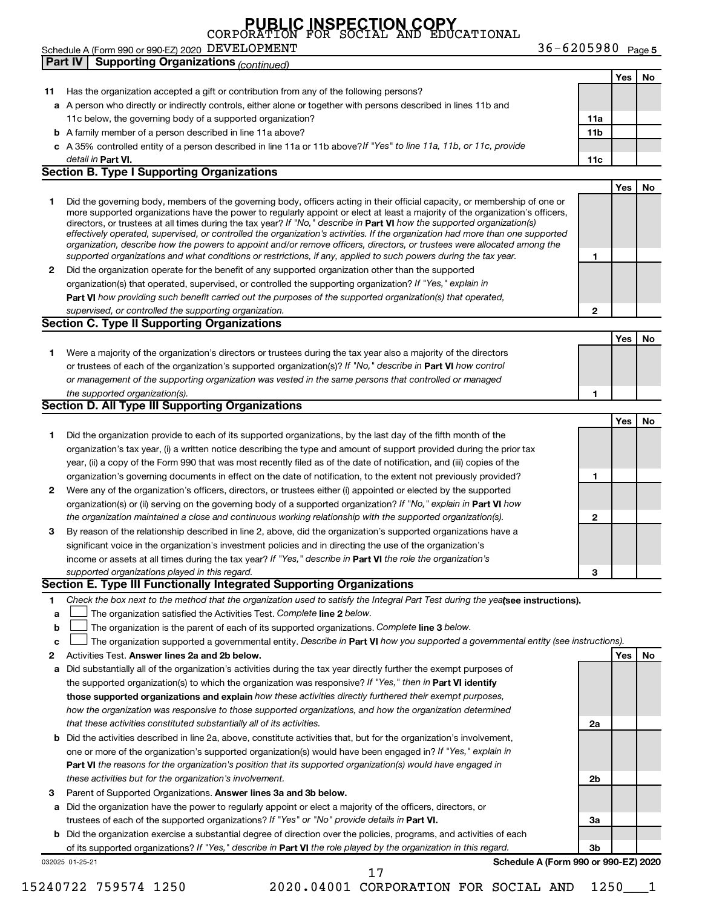PUBLIC INSPECTION COPY

Schedule A (Form 990 or 990-EZ) 2020 CORPORATION FOR SOCIAL AND EDUCATIONAL DEVELOPMENT 36-6205980 Page 5

## Part IV Supporting Organizations *(continued)*

| | | | Yes | No |
|---|---|---|---|---|
| **11** | Has the organization accepted a gift or contribution from any of the following persons? | | | |
| **a** | A person who directly or indirectly controls, either alone or together with persons described in lines 11b and 11c below, the governing body of a supported organization? | 11a | | |
| **b** | A family member of a person described in line 11a above? | 11b | | |
| **c** | A 35% controlled entity of a person described in line 11a or 11b above? *If "Yes" to line 11a, 11b, or 11c, provide detail in* **Part VI.** | 11c | | |

### Section B. Type I Supporting Organizations

| | | | Yes | No |
|---|---|---|---|---|
| **1** | Did the governing body, members of the governing body, officers acting in their official capacity, or membership of one or more supported organizations have the power to regularly appoint or elect at least a majority of the organization's officers, directors, or trustees at all times during the tax year? *If "No," describe in* **Part VI** *how the supported organization(s) effectively operated, supervised, or controlled the organization's activities. If the organization had more than one supported organization, describe how the powers to appoint and/or remove officers, directors, or trustees were allocated among the supported organizations and what conditions or restrictions, if any, applied to such powers during the tax year.* | 1 | | |
| **2** | Did the organization operate for the benefit of any supported organization other than the supported organization(s) that operated, supervised, or controlled the supporting organization? *If "Yes," explain in* **Part VI** *how providing such benefit carried out the purposes of the supported organization(s) that operated, supervised, or controlled the supporting organization.* | 2 | | |

### Section C. Type II Supporting Organizations

| | | | Yes | No |
|---|---|---|---|---|
| **1** | Were a majority of the organization's directors or trustees during the tax year also a majority of the directors or trustees of each of the organization's supported organization(s)? *If "No," describe in* **Part VI** *how control or management of the supporting organization was vested in the same persons that controlled or managed the supported organization(s).* | 1 | | |

### Section D. All Type III Supporting Organizations

| | | | Yes | No |
|---|---|---|---|---|
| **1** | Did the organization provide to each of its supported organizations, by the last day of the fifth month of the organization's tax year, (i) a written notice describing the type and amount of support provided during the prior tax year, (ii) a copy of the Form 990 that was most recently filed as of the date of notification, and (iii) copies of the organization's governing documents in effect on the date of notification, to the extent not previously provided? | 1 | | |
| **2** | Were any of the organization's officers, directors, or trustees either (i) appointed or elected by the supported organization(s) or (ii) serving on the governing body of a supported organization? *If "No," explain in* **Part VI** *how the organization maintained a close and continuous working relationship with the supported organization(s).* | 2 | | |
| **3** | By reason of the relationship described in line 2, above, did the organization's supported organizations have a significant voice in the organization's investment policies and in directing the use of the organization's income or assets at all times during the tax year? *If "Yes," describe in* **Part VI** *the role the organization's supported organizations played in this regard.* | 3 | | |

### Section E. Type III Functionally Integrated Supporting Organizations

**1** *Check the box next to the method that the organization used to satisfy the Integral Part Test during the year* **(see instructions).**

- **a** ☐ The organization satisfied the Activities Test. *Complete* **line 2** *below.*
- **b** ☐ The organization is the parent of each of its supported organizations. *Complete* **line 3** *below.*
- **c** ☐ The organization supported a governmental entity. *Describe in* **Part VI** *how you supported a governmental entity (see instructions).*

| | | | Yes | No |
|---|---|---|---|---|
| **2** | Activities Test. **Answer lines 2a and 2b below.** | | | |
| **a** | Did substantially all of the organization's activities during the tax year directly further the exempt purposes of the supported organization(s) to which the organization was responsive? *If "Yes," then in* **Part VI identify those supported organizations and explain** *how these activities directly furthered their exempt purposes, how the organization was responsive to those supported organizations, and how the organization determined that these activities constituted substantially all of its activities.* | 2a | | |
| **b** | Did the activities described in line 2a, above, constitute activities that, but for the organization's involvement, one or more of the organization's supported organization(s) would have been engaged in? *If "Yes," explain in* **Part VI** *the reasons for the organization's position that its supported organization(s) would have engaged in these activities but for the organization's involvement.* | 2b | | |
| **3** | Parent of Supported Organizations. **Answer lines 3a and 3b below.** | | | |
| **a** | Did the organization have the power to regularly appoint or elect a majority of the officers, directors, or trustees of each of the supported organizations? *If "Yes" or "No" provide details in* **Part VI.** | 3a | | |
| **b** | Did the organization exercise a substantial degree of direction over the policies, programs, and activities of each of its supported organizations? *If "Yes," describe in* **Part VI** *the role played by the organization in this regard.* | 3b | | |

032025 01-25-21 **Schedule A (Form 990 or 990-EZ) 2020**

15240722 759574 1250 2020.04001 CORPORATION FOR SOCIAL AND 1250___1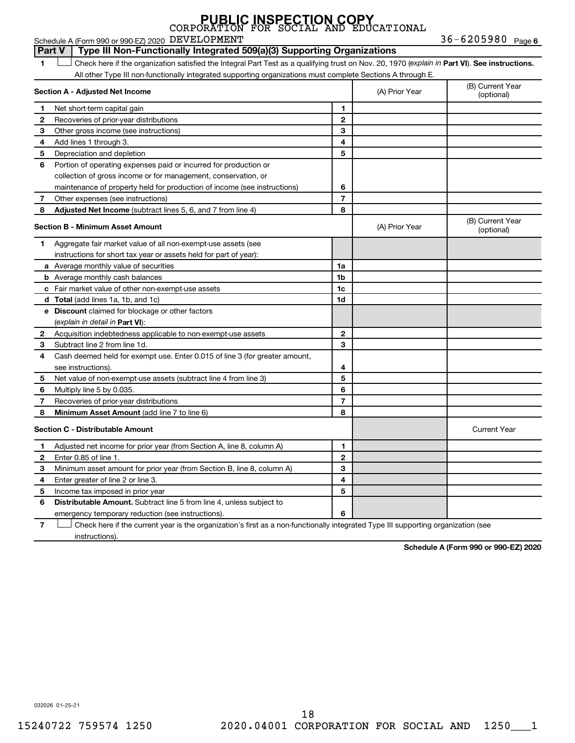**PUBLIC INSPECTION COPY**

Schedule A (Form 990 or 990-EZ) 2020 CORPORATION FOR SOCIAL AND EDUCATIONAL DEVELOPMENT 36-6205980 Page **6**

## Part V Type III Non-Functionally Integrated 509(a)(3) Supporting Organizations

**1** ☐ Check here if the organization satisfied the Integral Part Test as a qualifying trust on Nov. 20, 1970 (*explain in* **Part VI**). **See instructions.** All other Type III non-functionally integrated supporting organizations must complete Sections A through E.

| **Section A - Adjusted Net Income** | | | (A) Prior Year | (B) Current Year (optional) |
|---|---|---|---|---|
| 1 | Net short-term capital gain | 1 | | |
| 2 | Recoveries of prior-year distributions | 2 | | |
| 3 | Other gross income (see instructions) | 3 | | |
| 4 | Add lines 1 through 3. | 4 | | |
| 5 | Depreciation and depletion | 5 | | |
| 6 | Portion of operating expenses paid or incurred for production or collection of gross income or for management, conservation, or maintenance of property held for production of income (see instructions) | 6 | | |
| 7 | Other expenses (see instructions) | 7 | | |
| 8 | **Adjusted Net Income** (subtract lines 5, 6, and 7 from line 4) | 8 | | |

| **Section B - Minimum Asset Amount** | | | (A) Prior Year | (B) Current Year (optional) |
|---|---|---|---|---|
| 1 | Aggregate fair market value of all non-exempt-use assets (see instructions for short tax year or assets held for part of year): | | | |
| a | Average monthly value of securities | 1a | | |
| b | Average monthly cash balances | 1b | | |
| c | Fair market value of other non-exempt-use assets | 1c | | |
| d | **Total** (add lines 1a, 1b, and 1c) | 1d | | |
| e | **Discount** claimed for blockage or other factors (*explain in detail in* **Part VI**): | | | |
| 2 | Acquisition indebtedness applicable to non-exempt-use assets | 2 | | |
| 3 | Subtract line 2 from line 1d. | 3 | | |
| 4 | Cash deemed held for exempt use. Enter 0.015 of line 3 (for greater amount, see instructions). | 4 | | |
| 5 | Net value of non-exempt-use assets (subtract line 4 from line 3) | 5 | | |
| 6 | Multiply line 5 by 0.035. | 6 | | |
| 7 | Recoveries of prior-year distributions | 7 | | |
| 8 | **Minimum Asset Amount** (add line 7 to line 6) | 8 | | |

| **Section C - Distributable Amount** | | | | Current Year |
|---|---|---|---|---|
| 1 | Adjusted net income for prior year (from Section A, line 8, column A) | 1 | | |
| 2 | Enter 0.85 of line 1. | 2 | | |
| 3 | Minimum asset amount for prior year (from Section B, line 8, column A) | 3 | | |
| 4 | Enter greater of line 2 or line 3. | 4 | | |
| 5 | Income tax imposed in prior year | 5 | | |
| 6 | **Distributable Amount.** Subtract line 5 from line 4, unless subject to emergency temporary reduction (see instructions). | 6 | | |

**7** ☐ Check here if the current year is the organization's first as a non-functionally integrated Type III supporting organization (see instructions).

**Schedule A (Form 990 or 990-EZ) 2020**

032026 01-25-21

15240722 759574 1250 2020.04001 CORPORATION FOR SOCIAL AND 1250___1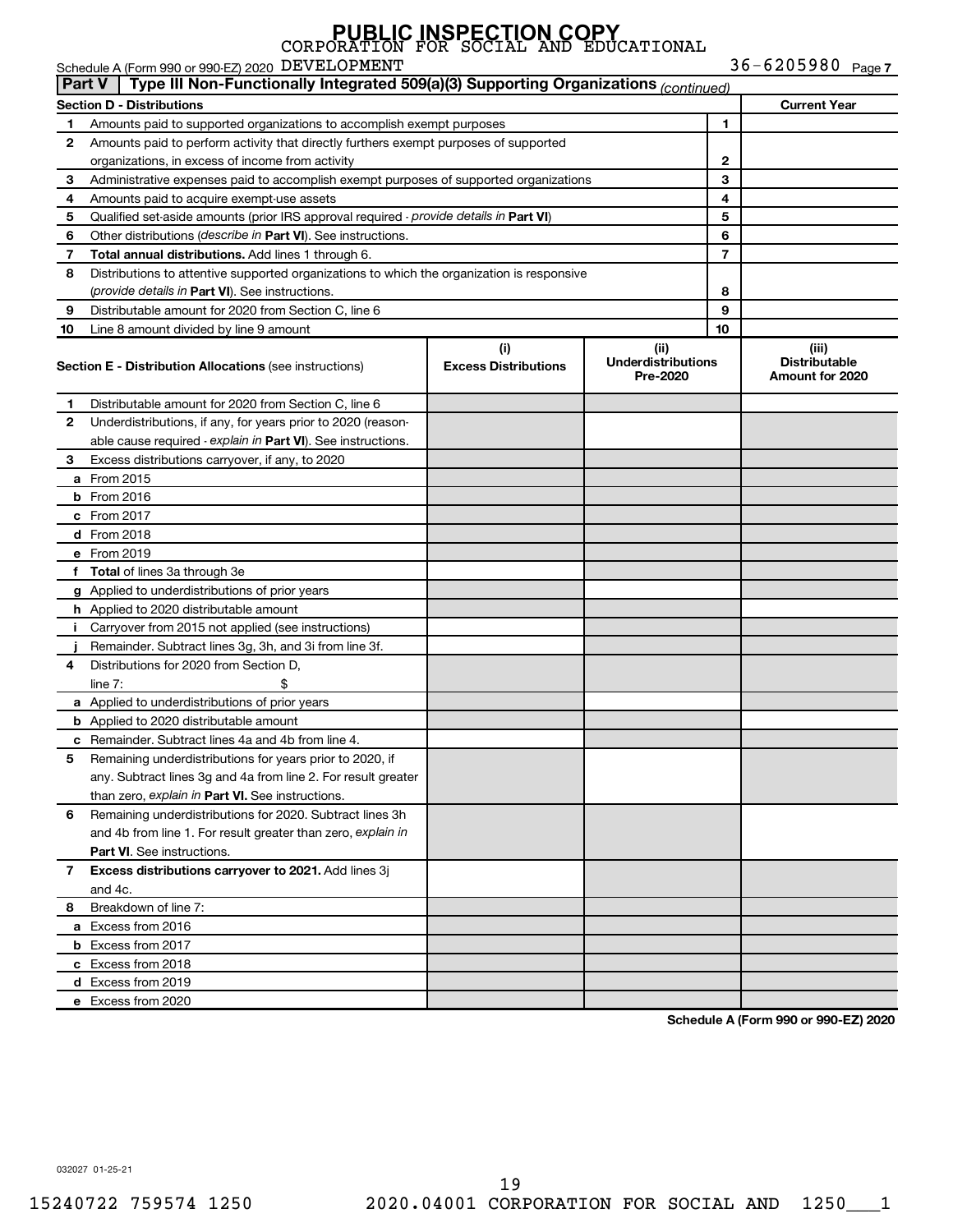PUBLIC INSPECTION COPY

Schedule A (Form 990 or 990-EZ) 2020 CORPORATION FOR SOCIAL AND EDUCATIONAL DEVELOPMENT 36-6205980 Page 7

**Part V | Type III Non-Functionally Integrated 509(a)(3) Supporting Organizations** *(continued)*

| **Section D - Distributions** | | | **Current Year** |
|---|---|---|---|
| 1 | Amounts paid to supported organizations to accomplish exempt purposes | 1 | |
| 2 | Amounts paid to perform activity that directly furthers exempt purposes of supported organizations, in excess of income from activity | 2 | |
| 3 | Administrative expenses paid to accomplish exempt purposes of supported organizations | 3 | |
| 4 | Amounts paid to acquire exempt-use assets | 4 | |
| 5 | Qualified set-aside amounts (prior IRS approval required - *provide details in* **Part VI**) | 5 | |
| 6 | Other distributions (*describe in* **Part VI**). See instructions. | 6 | |
| 7 | **Total annual distributions.** Add lines 1 through 6. | 7 | |
| 8 | Distributions to attentive supported organizations to which the organization is responsive (*provide details in* **Part VI**). See instructions. | 8 | |
| 9 | Distributable amount for 2020 from Section C, line 6 | 9 | |
| 10 | Line 8 amount divided by line 9 amount | 10 | |

| **Section E - Distribution Allocations** (see instructions) | (i) **Excess Distributions** | (ii) **Underdistributions Pre-2020** | (iii) **Distributable Amount for 2020** |
|---|---|---|---|
| **1** Distributable amount for 2020 from Section C, line 6 | | | |
| **2** Underdistributions, if any, for years prior to 2020 (reasonable cause required - *explain in* **Part VI**). See instructions. | | | |
| **3** Excess distributions carryover, if any, to 2020 | | | |
| **a** From 2015 | | | |
| **b** From 2016 | | | |
| **c** From 2017 | | | |
| **d** From 2018 | | | |
| **e** From 2019 | | | |
| **f Total** of lines 3a through 3e | | | |
| **g** Applied to underdistributions of prior years | | | |
| **h** Applied to 2020 distributable amount | | | |
| **i** Carryover from 2015 not applied (see instructions) | | | |
| **j** Remainder. Subtract lines 3g, 3h, and 3i from line 3f. | | | |
| **4** Distributions for 2020 from Section D, line 7: $ | | | |
| **a** Applied to underdistributions of prior years | | | |
| **b** Applied to 2020 distributable amount | | | |
| **c** Remainder. Subtract lines 4a and 4b from line 4. | | | |
| **5** Remaining underdistributions for years prior to 2020, if any. Subtract lines 3g and 4a from line 2. For result greater than zero, *explain in* **Part VI.** See instructions. | | | |
| **6** Remaining underdistributions for 2020. Subtract lines 3h and 4b from line 1. For result greater than zero, *explain in* **Part VI**. See instructions. | | | |
| **7 Excess distributions carryover to 2021.** Add lines 3j and 4c. | | | |
| **8** Breakdown of line 7: | | | |
| **a** Excess from 2016 | | | |
| **b** Excess from 2017 | | | |
| **c** Excess from 2018 | | | |
| **d** Excess from 2019 | | | |
| **e** Excess from 2020 | | | |

**Schedule A (Form 990 or 990-EZ) 2020**

032027 01-25-21

15240722 759574 1250 2020.04001 CORPORATION FOR SOCIAL AND 1250___1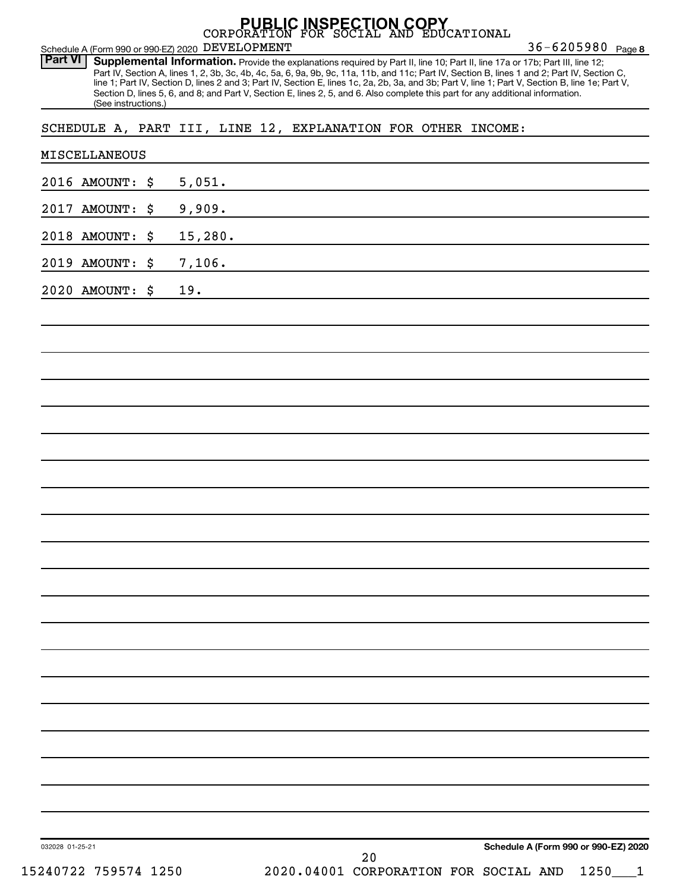PUBLIC INSPECTION COPY

CORPORATION FOR SOCIAL AND EDUCATIONAL DEVELOPMENT

Schedule A (Form 990 or 990-EZ) 2020 — 36-6205980 Page 8

**Part VI** **Supplemental Information.** Provide the explanations required by Part II, line 10; Part II, line 17a or 17b; Part III, line 12; Part IV, Section A, lines 1, 2, 3b, 3c, 4b, 4c, 5a, 6, 9a, 9b, 9c, 11a, 11b, and 11c; Part IV, Section B, lines 1 and 2; Part IV, Section C, line 1; Part IV, Section D, lines 2 and 3; Part IV, Section E, lines 1c, 2a, 2b, 3a, and 3b; Part V, line 1; Part V, Section B, line 1e; Part V, Section D, lines 5, 6, and 8; and Part V, Section E, lines 2, 5, and 6. Also complete this part for any additional information. (See instructions.)

SCHEDULE A, PART III, LINE 12, EXPLANATION FOR OTHER INCOME:

MISCELLANEOUS

2016 AMOUNT: $ 5,051.

2017 AMOUNT: $ 9,909.

2018 AMOUNT: $ 15,280.

2019 AMOUNT: $ 7,106.

2020 AMOUNT: $ 19.

032028 01-25-21 — Schedule A (Form 990 or 990-EZ) 2020

15240722 759574 1250 — 2020.04001 CORPORATION FOR SOCIAL AND 1250___1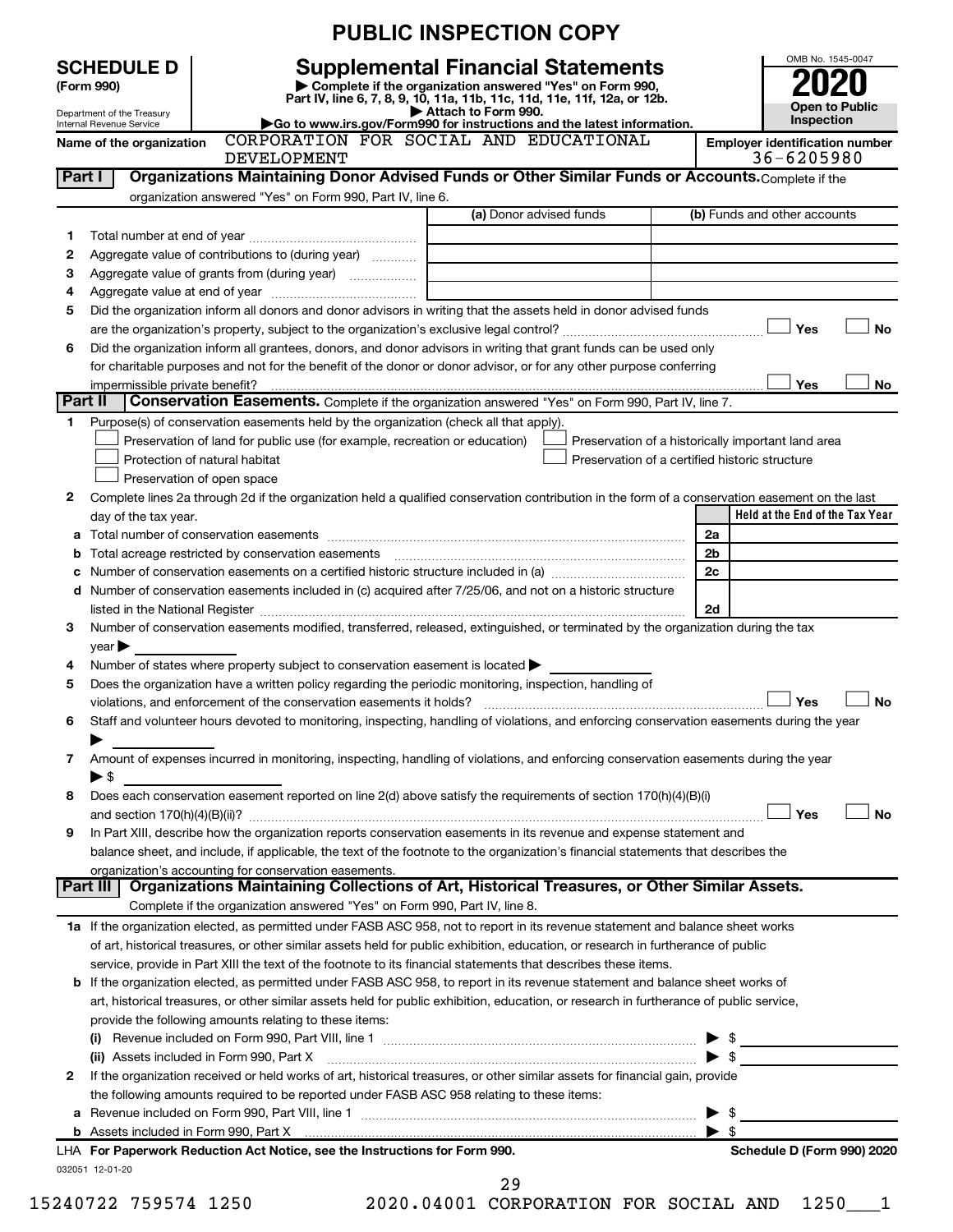PUBLIC INSPECTION COPY

# SCHEDULE D (Form 990)

Department of the Treasury
Internal Revenue Service

## Supplemental Financial Statements

▶ Complete if the organization answered "Yes" on Form 990, Part IV, line 6, 7, 8, 9, 10, 11a, 11b, 11c, 11d, 11e, 11f, 12a, or 12b.
▶ Attach to Form 990.
▶Go to www.irs.gov/Form990 for instructions and the latest information.

OMB No. 1545-0047
**2020**
**Open to Public Inspection**

Name of the organization: CORPORATION FOR SOCIAL AND EDUCATIONAL DEVELOPMENT

Employer identification number: 36-6205980

**Part I** **Organizations Maintaining Donor Advised Funds or Other Similar Funds or Accounts.** Complete if the organization answered "Yes" on Form 990, Part IV, line 6.

| | | (a) Donor advised funds | (b) Funds and other accounts |
|---|---|---|---|
| 1 | Total number at end of year | | |
| 2 | Aggregate value of contributions to (during year) | | |
| 3 | Aggregate value of grants from (during year) | | |
| 4 | Aggregate value at end of year | | |

5 Did the organization inform all donors and donor advisors in writing that the assets held in donor advised funds are the organization's property, subject to the organization's exclusive legal control? ☐ Yes ☐ No

6 Did the organization inform all grantees, donors, and donor advisors in writing that grant funds can be used only for charitable purposes and not for the benefit of the donor or donor advisor, or for any other purpose conferring impermissible private benefit? ☐ Yes ☐ No

**Part II** **Conservation Easements.** Complete if the organization answered "Yes" on Form 990, Part IV, line 7.

1 Purpose(s) of conservation easements held by the organization (check all that apply).
- ☐ Preservation of land for public use (for example, recreation or education)
- ☐ Protection of natural habitat
- ☐ Preservation of open space
- ☐ Preservation of a historically important land area
- ☐ Preservation of a certified historic structure

2 Complete lines 2a through 2d if the organization held a qualified conservation contribution in the form of a conservation easement on the last day of the tax year.

| | | | Held at the End of the Tax Year |
|---|---|---|---|
| a | Total number of conservation easements | 2a | |
| b | Total acreage restricted by conservation easements | 2b | |
| c | Number of conservation easements on a certified historic structure included in (a) | 2c | |
| d | Number of conservation easements included in (c) acquired after 7/25/06, and not on a historic structure listed in the National Register | 2d | |

3 Number of conservation easements modified, transferred, released, extinguished, or terminated by the organization during the tax year ▶

4 Number of states where property subject to conservation easement is located ▶

5 Does the organization have a written policy regarding the periodic monitoring, inspection, handling of violations, and enforcement of the conservation easements it holds? ☐ Yes ☐ No

6 Staff and volunteer hours devoted to monitoring, inspecting, handling of violations, and enforcing conservation easements during the year ▶

7 Amount of expenses incurred in monitoring, inspecting, handling of violations, and enforcing conservation easements during the year ▶ $

8 Does each conservation easement reported on line 2(d) above satisfy the requirements of section 170(h)(4)(B)(i) and section 170(h)(4)(B)(ii)? ☐ Yes ☐ No

9 In Part XIII, describe how the organization reports conservation easements in its revenue and expense statement and balance sheet, and include, if applicable, the text of the footnote to the organization's financial statements that describes the organization's accounting for conservation easements.

**Part III** **Organizations Maintaining Collections of Art, Historical Treasures, or Other Similar Assets.** Complete if the organization answered "Yes" on Form 990, Part IV, line 8.

1a If the organization elected, as permitted under FASB ASC 958, not to report in its revenue statement and balance sheet works of art, historical treasures, or other similar assets held for public exhibition, education, or research in furtherance of public service, provide in Part XIII the text of the footnote to its financial statements that describes these items.

b If the organization elected, as permitted under FASB ASC 958, to report in its revenue statement and balance sheet works of art, historical treasures, or other similar assets held for public exhibition, education, or research in furtherance of public service, provide the following amounts relating to these items:

(i) Revenue included on Form 990, Part VIII, line 1 ▶ $

(ii) Assets included in Form 990, Part X ▶ $

2 If the organization received or held works of art, historical treasures, or other similar assets for financial gain, provide the following amounts required to be reported under FASB ASC 958 relating to these items:

a Revenue included on Form 990, Part VIII, line 1 ▶ $

b Assets included in Form 990, Part X ▶ $

LHA For Paperwork Reduction Act Notice, see the Instructions for Form 990. Schedule D (Form 990) 2020

032051 12-01-20

15240722 759574 1250 2020.04001 CORPORATION FOR SOCIAL AND 1250___1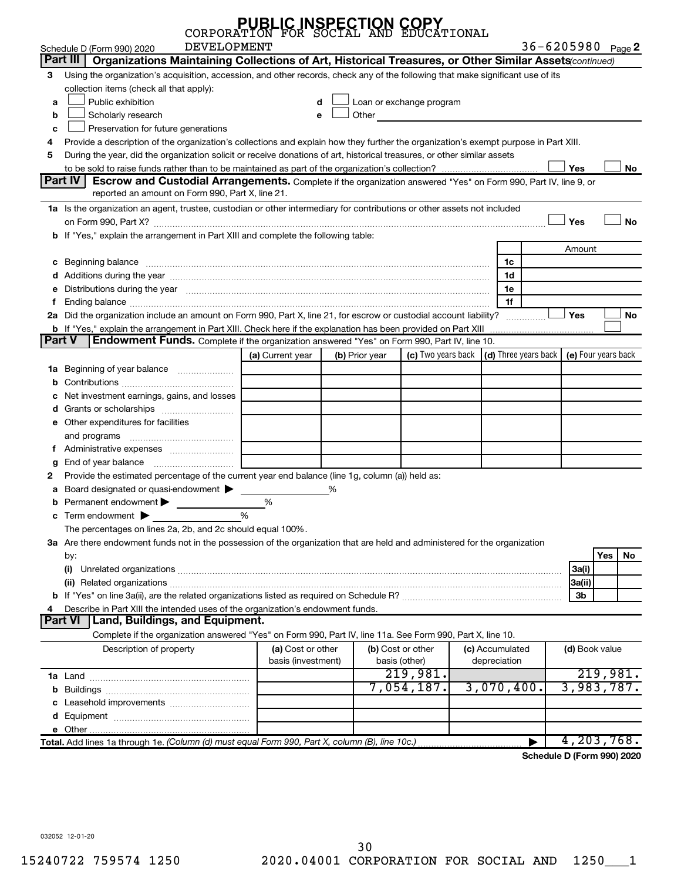PUBLIC INSPECTION COPY

CORPORATION FOR SOCIAL AND EDUCATIONAL DEVELOPMENT

Schedule D (Form 990) 2020 — 36-6205980 Page 2

## Part III Organizations Maintaining Collections of Art, Historical Treasures, or Other Similar Assets *(continued)*

3 Using the organization's acquisition, accession, and other records, check any of the following that make significant use of its collection items (check all that apply):

- a ☐ Public exhibition
- b ☐ Scholarly research
- c ☐ Preservation for future generations
- d ☐ Loan or exchange program
- e ☐ Other

4 Provide a description of the organization's collections and explain how they further the organization's exempt purpose in Part XIII.

5 During the year, did the organization solicit or receive donations of art, historical treasures, or other similar assets to be sold to raise funds rather than to be maintained as part of the organization's collection? ☐ Yes ☐ No

## Part IV Escrow and Custodial Arrangements.

Complete if the organization answered "Yes" on Form 990, Part IV, line 9, or reported an amount on Form 990, Part X, line 21.

1a Is the organization an agent, trustee, custodian or other intermediary for contributions or other assets not included on Form 990, Part X? ☐ Yes ☐ No

b If "Yes," explain the arrangement in Part XIII and complete the following table:

| | | Amount |
|---|---|---|
| c Beginning balance | 1c | |
| d Additions during the year | 1d | |
| e Distributions during the year | 1e | |
| f Ending balance | 1f | |

2a Did the organization include an amount on Form 990, Part X, line 21, for escrow or custodial account liability? ☐ Yes ☐ No

b If "Yes," explain the arrangement in Part XIII. Check here if the explanation has been provided on Part XIII ☐

## Part V Endowment Funds.

Complete if the organization answered "Yes" on Form 990, Part IV, line 10.

| | (a) Current year | (b) Prior year | (c) Two years back | (d) Three years back | (e) Four years back |
|---|---|---|---|---|---|
| 1a Beginning of year balance | | | | | |
| b Contributions | | | | | |
| c Net investment earnings, gains, and losses | | | | | |
| d Grants or scholarships | | | | | |
| e Other expenditures for facilities and programs | | | | | |
| f Administrative expenses | | | | | |
| g End of year balance | | | | | |

2 Provide the estimated percentage of the current year end balance (line 1g, column (a)) held as:

- a Board designated or quasi-endowment ▶ %
- b Permanent endowment ▶ %
- c Term endowment ▶ %

The percentages on lines 2a, 2b, and 2c should equal 100%.

3a Are there endowment funds not in the possession of the organization that are held and administered for the organization by:

| | | Yes | No |
|---|---|---|---|
| (i) Unrelated organizations | 3a(i) | | |
| (ii) Related organizations | 3a(ii) | | |
| b If "Yes" on line 3a(ii), are the related organizations listed as required on Schedule R? | 3b | | |

4 Describe in Part XIII the intended uses of the organization's endowment funds.

## Part VI Land, Buildings, and Equipment.

Complete if the organization answered "Yes" on Form 990, Part IV, line 11a. See Form 990, Part X, line 10.

| Description of property | (a) Cost or other basis (investment) | (b) Cost or other basis (other) | (c) Accumulated depreciation | (d) Book value |
|---|---|---|---|---|
| 1a Land | | 219,981. | | 219,981. |
| b Buildings | | 7,054,187. | 3,070,400. | 3,983,787. |
| c Leasehold improvements | | | | |
| d Equipment | | | | |
| e Other | | | | |
| Total. Add lines 1a through 1e. *(Column (d) must equal Form 990, Part X, column (B), line 10c.)* | | | ▶ | 4,203,768. |

Schedule D (Form 990) 2020

032052 12-01-20

15240722 759574 1250 2020.04001 CORPORATION FOR SOCIAL AND 1250___1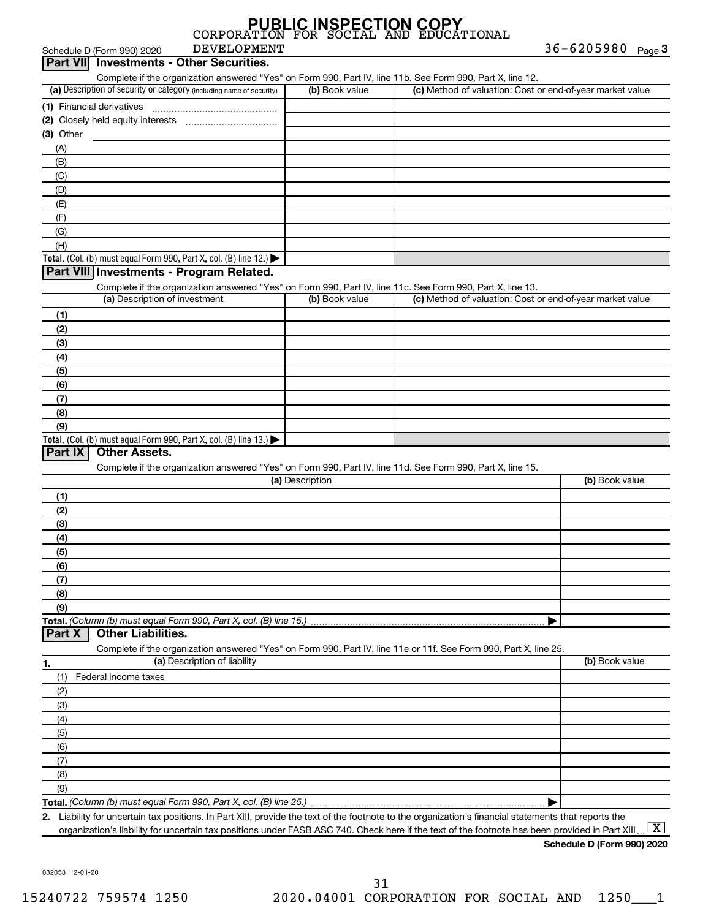PUBLIC INSPECTION COPY

CORPORATION FOR SOCIAL AND EDUCATIONAL DEVELOPMENT 36-6205980

Schedule D (Form 990) 2020 Page 3

## Part VII Investments - Other Securities.

Complete if the organization answered "Yes" on Form 990, Part IV, line 11b. See Form 990, Part X, line 12.

| (a) Description of security or category (including name of security) | (b) Book value | (c) Method of valuation: Cost or end-of-year market value |
|---|---|---|
| (1) Financial derivatives | | |
| (2) Closely held equity interests | | |
| (3) Other | | |
| (A) | | |
| (B) | | |
| (C) | | |
| (D) | | |
| (E) | | |
| (F) | | |
| (G) | | |
| (H) | | |
| **Total.** (Col. (b) must equal Form 990, Part X, col. (B) line 12.) ▶ | | |

## Part VIII Investments - Program Related.

Complete if the organization answered "Yes" on Form 990, Part IV, line 11c. See Form 990, Part X, line 13.

| (a) Description of investment | (b) Book value | (c) Method of valuation: Cost or end-of-year market value |
|---|---|---|
| (1) | | |
| (2) | | |
| (3) | | |
| (4) | | |
| (5) | | |
| (6) | | |
| (7) | | |
| (8) | | |
| (9) | | |
| **Total.** (Col. (b) must equal Form 990, Part X, col. (B) line 13.) ▶ | | |

## Part IX Other Assets.

Complete if the organization answered "Yes" on Form 990, Part IV, line 11d. See Form 990, Part X, line 15.

| (a) Description | (b) Book value |
|---|---|
| (1) | |
| (2) | |
| (3) | |
| (4) | |
| (5) | |
| (6) | |
| (7) | |
| (8) | |
| (9) | |
| **Total.** *(Column (b) must equal Form 990, Part X, col. (B) line 15.)* ▶ | |

## Part X Other Liabilities.

Complete if the organization answered "Yes" on Form 990, Part IV, line 11e or 11f. See Form 990, Part X, line 25.

| 1. (a) Description of liability | (b) Book value |
|---|---|
| (1) Federal income taxes | |
| (2) | |
| (3) | |
| (4) | |
| (5) | |
| (6) | |
| (7) | |
| (8) | |
| (9) | |
| **Total.** *(Column (b) must equal Form 990, Part X, col. (B) line 25.)* ▶ | |

2. Liability for uncertain tax positions. In Part XIII, provide the text of the footnote to the organization's financial statements that reports the organization's liability for uncertain tax positions under FASB ASC 740. Check here if the text of the footnote has been provided in Part XIII ... [X]

**Schedule D (Form 990) 2020**

032053 12-01-20

15240722 759574 1250 2020.04001 CORPORATION FOR SOCIAL AND 1250___1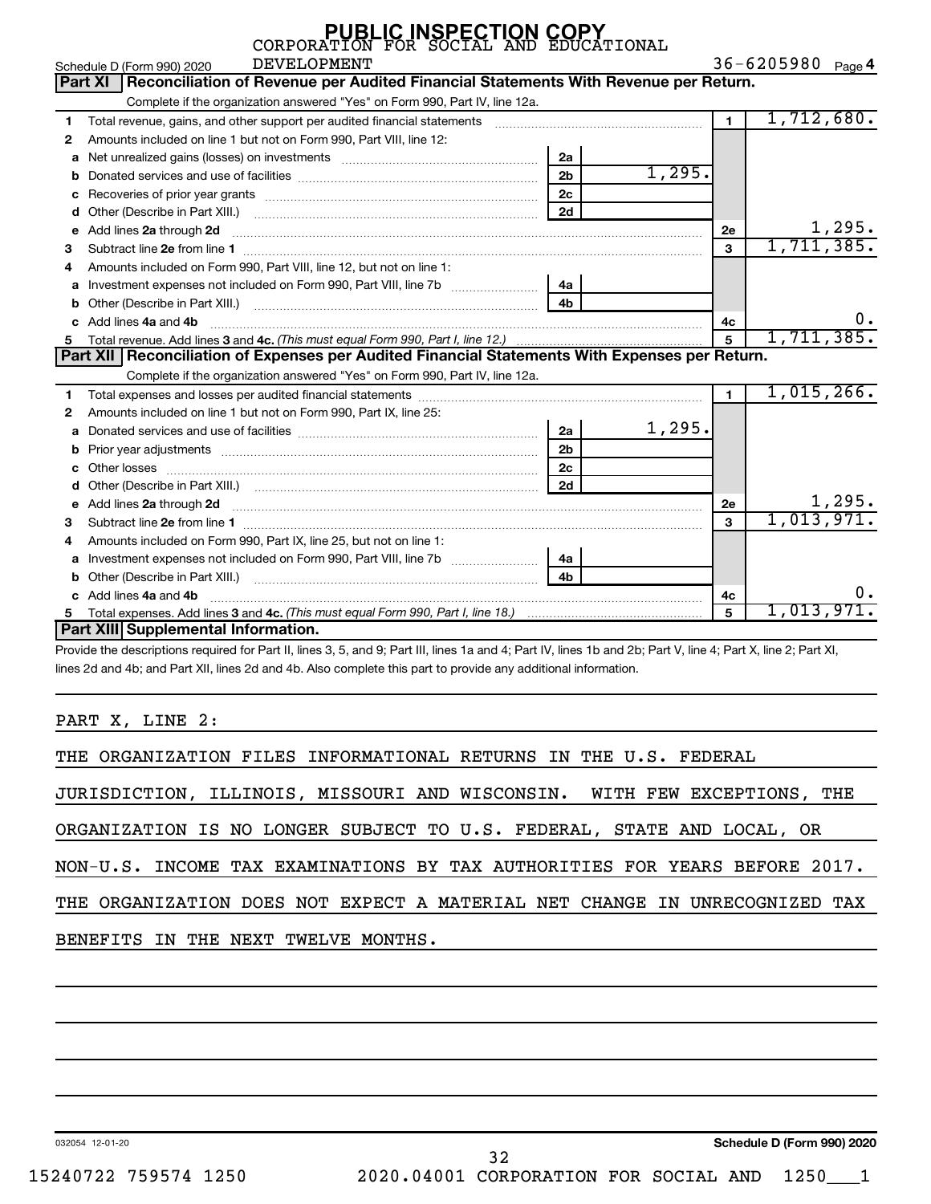PUBLIC INSPECTION COPY

CORPORATION FOR SOCIAL AND EDUCATIONAL DEVELOPMENT

Schedule D (Form 990) 2020 — 36-6205980 Page 4

## Part XI Reconciliation of Revenue per Audited Financial Statements With Revenue per Return.

Complete if the organization answered "Yes" on Form 990, Part IV, line 12a.

| Line | Description | Sub-line | Sub-amount | Line | Amount |
|---|---|---|---|---|---|
| 1 | Total revenue, gains, and other support per audited financial statements | | | 1 | 1,712,680. |
| 2 | Amounts included on line 1 but not on Form 990, Part VIII, line 12: | | | | |
| a | Net unrealized gains (losses) on investments | 2a | | | |
| b | Donated services and use of facilities | 2b | 1,295. | | |
| c | Recoveries of prior year grants | 2c | | | |
| d | Other (Describe in Part XIII.) | 2d | | | |
| e | Add lines 2a through 2d | | | 2e | 1,295. |
| 3 | Subtract line 2e from line 1 | | | 3 | 1,711,385. |
| 4 | Amounts included on Form 990, Part VIII, line 12, but not on line 1: | | | | |
| a | Investment expenses not included on Form 990, Part VIII, line 7b | 4a | | | |
| b | Other (Describe in Part XIII.) | 4b | | | |
| c | Add lines 4a and 4b | | | 4c | 0. |
| 5 | Total revenue. Add lines 3 and 4c. *(This must equal Form 990, Part I, line 12.)* | | | 5 | 1,711,385. |

## Part XII Reconciliation of Expenses per Audited Financial Statements With Expenses per Return.

Complete if the organization answered "Yes" on Form 990, Part IV, line 12a.

| Line | Description | Sub-line | Sub-amount | Line | Amount |
|---|---|---|---|---|---|
| 1 | Total expenses and losses per audited financial statements | | | 1 | 1,015,266. |
| 2 | Amounts included on line 1 but not on Form 990, Part IX, line 25: | | | | |
| a | Donated services and use of facilities | 2a | 1,295. | | |
| b | Prior year adjustments | 2b | | | |
| c | Other losses | 2c | | | |
| d | Other (Describe in Part XIII.) | 2d | | | |
| e | Add lines 2a through 2d | | | 2e | 1,295. |
| 3 | Subtract line 2e from line 1 | | | 3 | 1,013,971. |
| 4 | Amounts included on Form 990, Part IX, line 25, but not on line 1: | | | | |
| a | Investment expenses not included on Form 990, Part VIII, line 7b | 4a | | | |
| b | Other (Describe in Part XIII.) | 4b | | | |
| c | Add lines 4a and 4b | | | 4c | 0. |
| 5 | Total expenses. Add lines 3 and 4c. *(This must equal Form 990, Part I, line 18.)* | | | 5 | 1,013,971. |

## Part XIII Supplemental Information.

Provide the descriptions required for Part II, lines 3, 5, and 9; Part III, lines 1a and 4; Part IV, lines 1b and 2b; Part V, line 4; Part X, line 2; Part XI, lines 2d and 4b; and Part XII, lines 2d and 4b. Also complete this part to provide any additional information.

PART X, LINE 2:

THE ORGANIZATION FILES INFORMATIONAL RETURNS IN THE U.S. FEDERAL JURISDICTION, ILLINOIS, MISSOURI AND WISCONSIN. WITH FEW EXCEPTIONS, THE ORGANIZATION IS NO LONGER SUBJECT TO U.S. FEDERAL, STATE AND LOCAL, OR NON-U.S. INCOME TAX EXAMINATIONS BY TAX AUTHORITIES FOR YEARS BEFORE 2017. THE ORGANIZATION DOES NOT EXPECT A MATERIAL NET CHANGE IN UNRECOGNIZED TAX BENEFITS IN THE NEXT TWELVE MONTHS.

032054 12-01-20 — Schedule D (Form 990) 2020

15240722 759574 1250 2020.04001 CORPORATION FOR SOCIAL AND 1250___1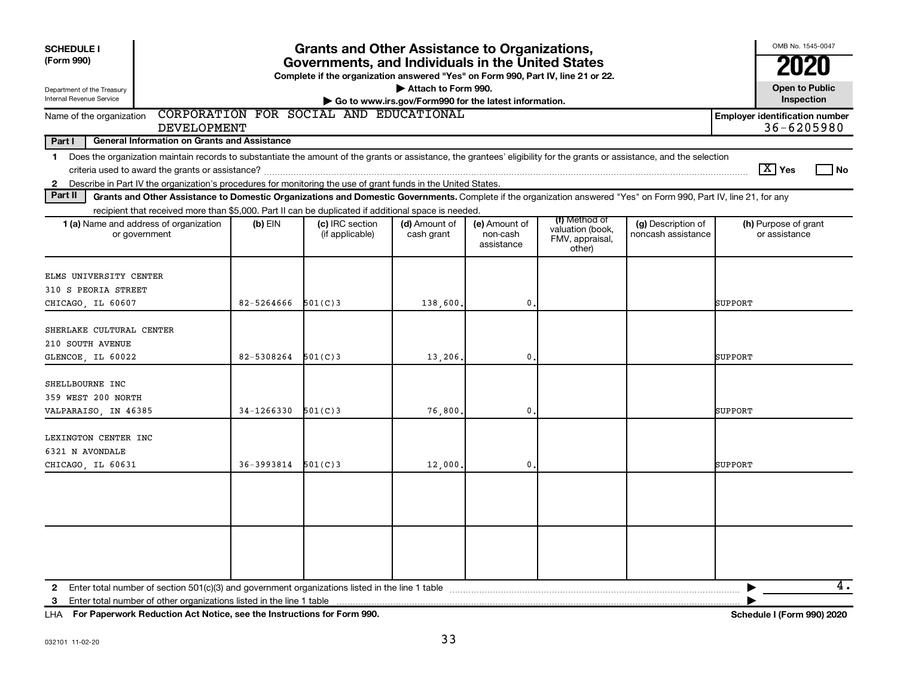**SCHEDULE I**
**(Form 990)**

Department of the Treasury
Internal Revenue Service

# Grants and Other Assistance to Organizations, Governments, and Individuals in the United States

**Complete if the organization answered "Yes" on Form 990, Part IV, line 21 or 22.**

▶ Attach to Form 990.

▶ Go to www.irs.gov/Form990 for the latest information.

OMB No. 1545-0047

**2020**

**Open to Public Inspection**

Name of the organization: CORPORATION FOR SOCIAL AND EDUCATIONAL DEVELOPMENT

**Employer identification number:** 36-6205980

**Part I — General Information on Grants and Assistance**

1 Does the organization maintain records to substantiate the amount of the grants or assistance, the grantees' eligibility for the grants or assistance, and the selection criteria used to award the grants or assistance? [X] Yes [ ] No

2 Describe in Part IV the organization's procedures for monitoring the use of grant funds in the United States.

**Part II — Grants and Other Assistance to Domestic Organizations and Domestic Governments.** Complete if the organization answered "Yes" on Form 990, Part IV, line 21, for any recipient that received more than $5,000. Part II can be duplicated if additional space is needed.

| 1 (a) Name and address of organization or government | (b) EIN | (c) IRC section (if applicable) | (d) Amount of cash grant | (e) Amount of non-cash assistance | (f) Method of valuation (book, FMV, appraisal, other) | (g) Description of noncash assistance | (h) Purpose of grant or assistance |
|---|---|---|---|---|---|---|---|
| ELMS UNIVERSITY CENTER<br>310 S PEORIA STREET<br>CHICAGO, IL 60607 | 82-5264666 | 501(C)3 | 138,600. | 0. | | | SUPPORT |
| SHERLAKE CULTURAL CENTER<br>210 SOUTH AVENUE<br>GLENCOE, IL 60022 | 82-5308264 | 501(C)3 | 13,206. | 0. | | | SUPPORT |
| SHELLBOURNE INC<br>359 WEST 200 NORTH<br>VALPARAISO, IN 46385 | 34-1266330 | 501(C)3 | 76,800. | 0. | | | SUPPORT |
| LEXINGTON CENTER INC<br>6321 N AVONDALE<br>CHICAGO, IL 60631 | 36-3993814 | 501(C)3 | 12,000. | 0. | | | SUPPORT |
| | | | | | | | |
| | | | | | | | |

2 Enter total number of section 501(c)(3) and government organizations listed in the line 1 table ▶ 4.

3 Enter total number of other organizations listed in the line 1 table ▶

LHA **For Paperwork Reduction Act Notice, see the Instructions for Form 990.** **Schedule I (Form 990) 2020**

032101 11-02-20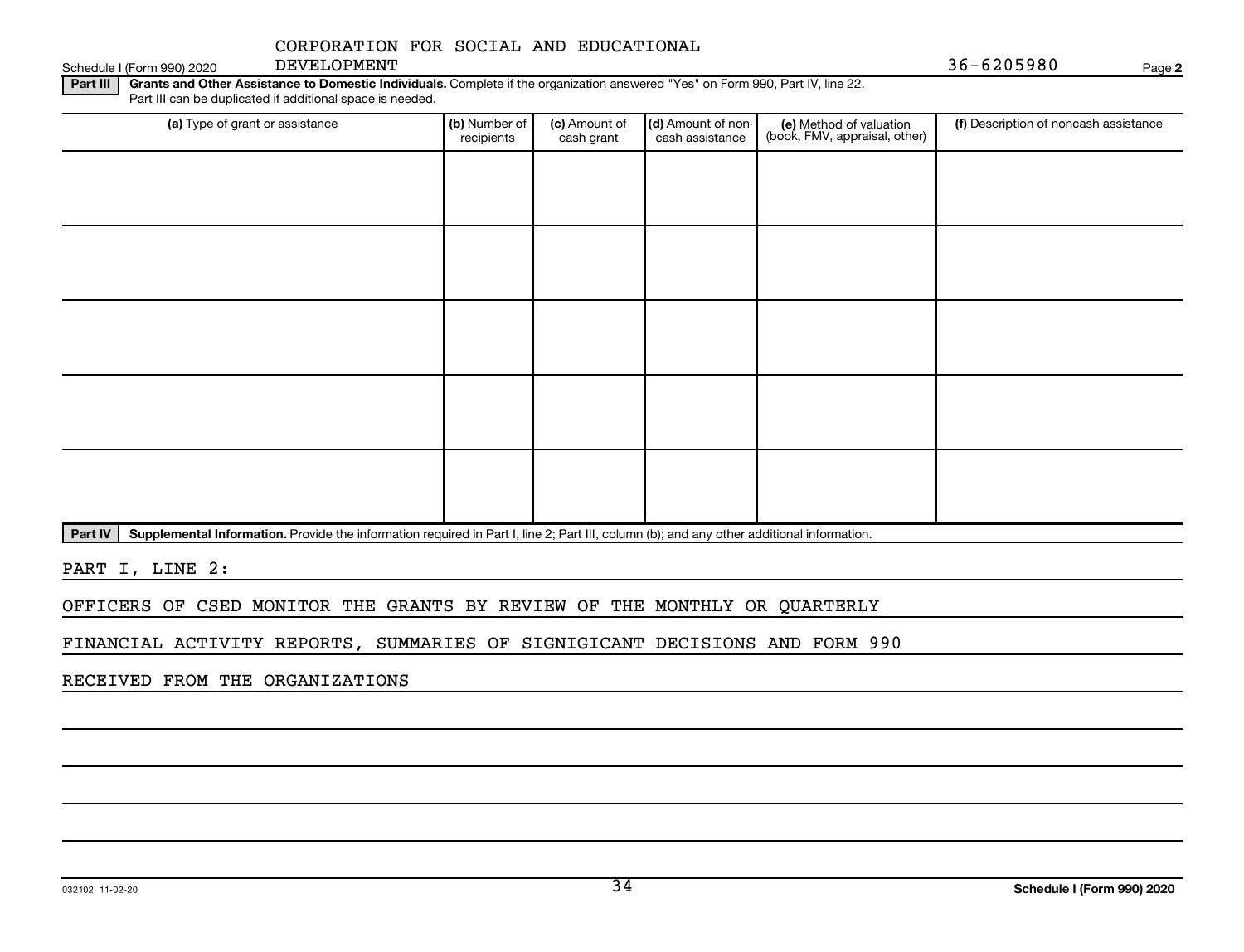CORPORATION FOR SOCIAL AND EDUCATIONAL DEVELOPMENT

Schedule I (Form 990) 2020 36-6205980 Page **2**

**Part III** **Grants and Other Assistance to Domestic Individuals.** Complete if the organization answered "Yes" on Form 990, Part IV, line 22. Part III can be duplicated if additional space is needed.

| (a) Type of grant or assistance | (b) Number of recipients | (c) Amount of cash grant | (d) Amount of non-cash assistance | (e) Method of valuation (book, FMV, appraisal, other) | (f) Description of noncash assistance |
|---|---|---|---|---|---|
| | | | | | |
| | | | | | |
| | | | | | |
| | | | | | |
| | | | | | |

**Part IV** **Supplemental Information.** Provide the information required in Part I, line 2; Part III, column (b); and any other additional information.

PART I, LINE 2:

OFFICERS OF CSED MONITOR THE GRANTS BY REVIEW OF THE MONTHLY OR QUARTERLY FINANCIAL ACTIVITY REPORTS, SUMMARIES OF SIGNIGICANT DECISIONS AND FORM 990 RECEIVED FROM THE ORGANIZATIONS

032102 11-02-20 **Schedule I (Form 990) 2020**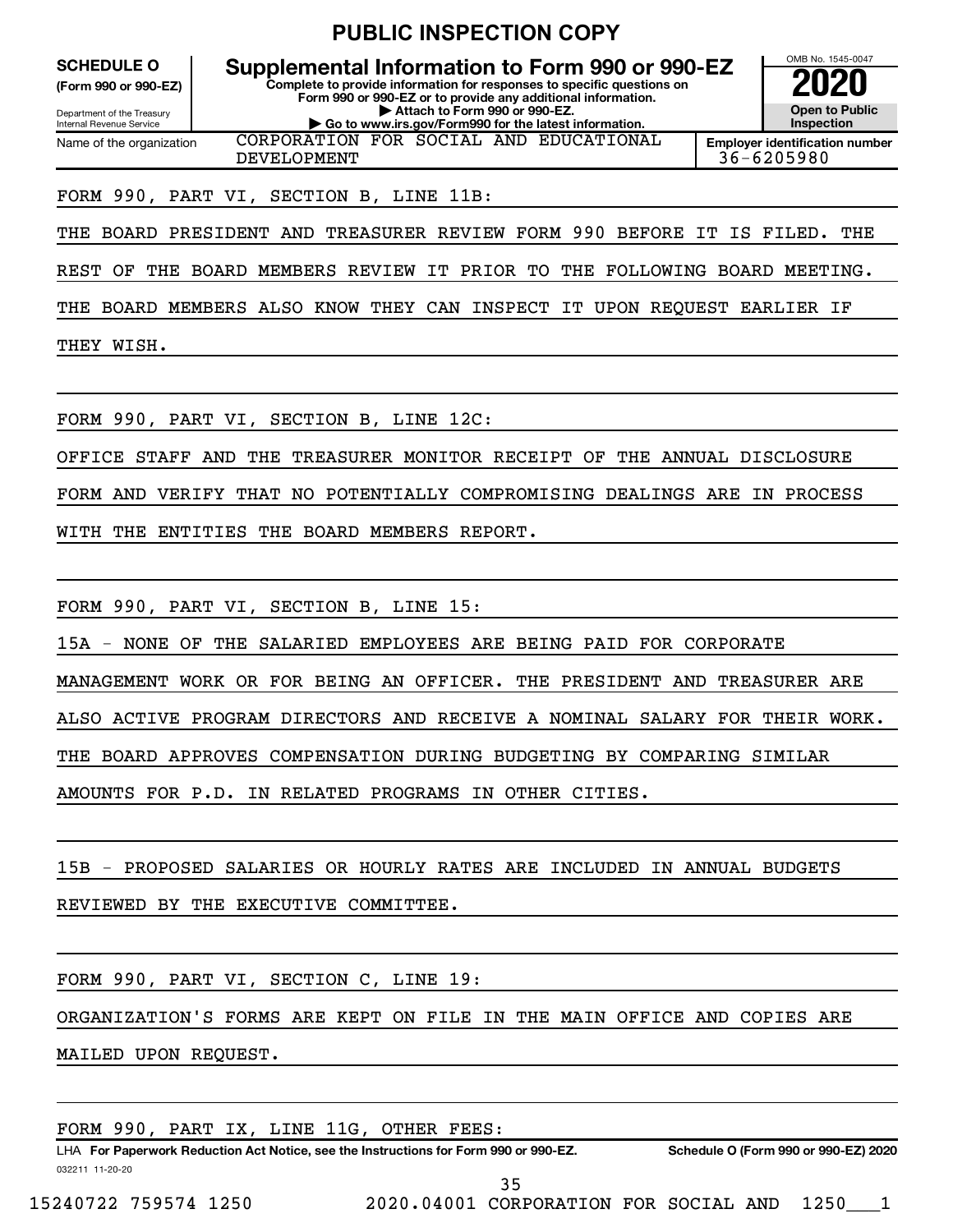PUBLIC INSPECTION COPY

**SCHEDULE O** (Form 990 or 990-EZ)

Department of the Treasury
Internal Revenue Service

# Supplemental Information to Form 990 or 990-EZ

**Complete to provide information for responses to specific questions on Form 990 or 990-EZ or to provide any additional information.**
**▶ Attach to Form 990 or 990-EZ.**
**▶ Go to www.irs.gov/Form990 for the latest information.**

OMB No. 1545-0047

**2020**

**Open to Public Inspection**

Name of the organization: CORPORATION FOR SOCIAL AND EDUCATIONAL DEVELOPMENT

**Employer identification number:** 36-6205980

FORM 990, PART VI, SECTION B, LINE 11B:

THE BOARD PRESIDENT AND TREASURER REVIEW FORM 990 BEFORE IT IS FILED. THE REST OF THE BOARD MEMBERS REVIEW IT PRIOR TO THE FOLLOWING BOARD MEETING. THE BOARD MEMBERS ALSO KNOW THEY CAN INSPECT IT UPON REQUEST EARLIER IF THEY WISH.

FORM 990, PART VI, SECTION B, LINE 12C:

OFFICE STAFF AND THE TREASURER MONITOR RECEIPT OF THE ANNUAL DISCLOSURE FORM AND VERIFY THAT NO POTENTIALLY COMPROMISING DEALINGS ARE IN PROCESS WITH THE ENTITIES THE BOARD MEMBERS REPORT.

FORM 990, PART VI, SECTION B, LINE 15:

15A - NONE OF THE SALARIED EMPLOYEES ARE BEING PAID FOR CORPORATE MANAGEMENT WORK OR FOR BEING AN OFFICER. THE PRESIDENT AND TREASURER ARE ALSO ACTIVE PROGRAM DIRECTORS AND RECEIVE A NOMINAL SALARY FOR THEIR WORK. THE BOARD APPROVES COMPENSATION DURING BUDGETING BY COMPARING SIMILAR AMOUNTS FOR P.D. IN RELATED PROGRAMS IN OTHER CITIES.

15B - PROPOSED SALARIES OR HOURLY RATES ARE INCLUDED IN ANNUAL BUDGETS REVIEWED BY THE EXECUTIVE COMMITTEE.

FORM 990, PART VI, SECTION C, LINE 19:

ORGANIZATION'S FORMS ARE KEPT ON FILE IN THE MAIN OFFICE AND COPIES ARE MAILED UPON REQUEST.

FORM 990, PART IX, LINE 11G, OTHER FEES:

LHA **For Paperwork Reduction Act Notice, see the Instructions for Form 990 or 990-EZ.** **Schedule O (Form 990 or 990-EZ) 2020**

032211 11-20-20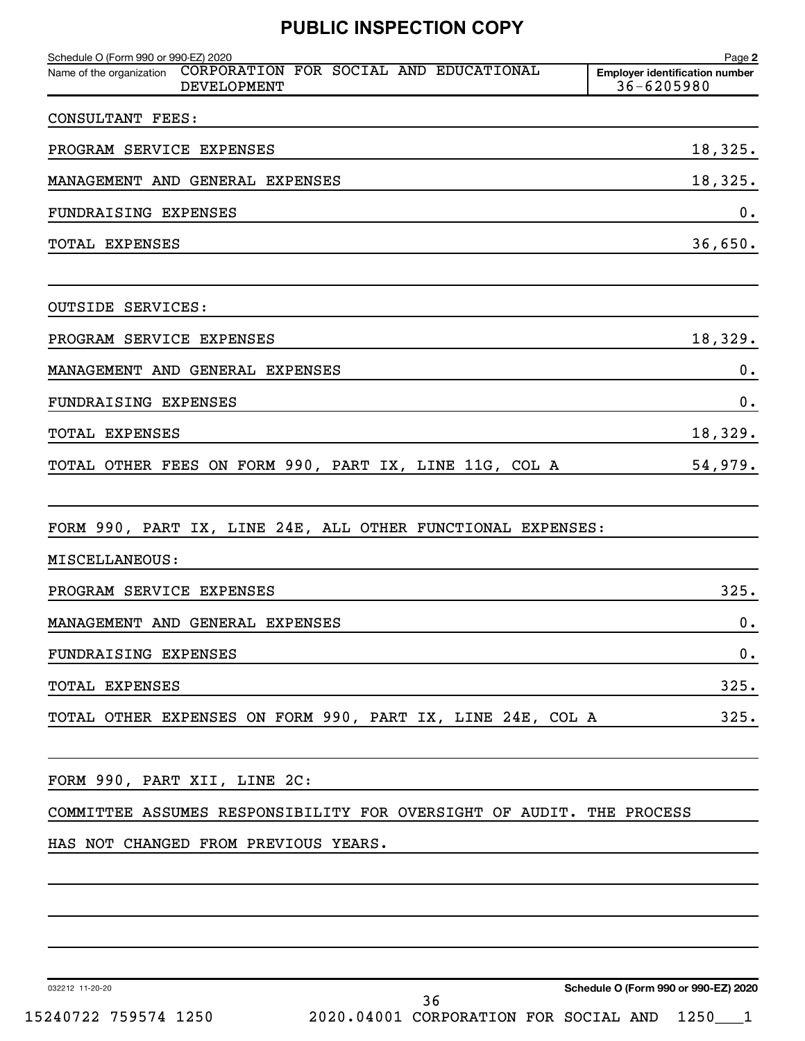# PUBLIC INSPECTION COPY

Schedule O (Form 990 or 990-EZ) 2020 Page **2**

Name of the organization: CORPORATION FOR SOCIAL AND EDUCATIONAL DEVELOPMENT

**Employer identification number** 36-6205980

CONSULTANT FEES:

| | |
|---|---|
| PROGRAM SERVICE EXPENSES | 18,325. |
| MANAGEMENT AND GENERAL EXPENSES | 18,325. |
| FUNDRAISING EXPENSES | 0. |
| TOTAL EXPENSES | 36,650. |

OUTSIDE SERVICES:

| | |
|---|---|
| PROGRAM SERVICE EXPENSES | 18,329. |
| MANAGEMENT AND GENERAL EXPENSES | 0. |
| FUNDRAISING EXPENSES | 0. |
| TOTAL EXPENSES | 18,329. |
| TOTAL OTHER FEES ON FORM 990, PART IX, LINE 11G, COL A | 54,979. |

FORM 990, PART IX, LINE 24E, ALL OTHER FUNCTIONAL EXPENSES:

MISCELLANEOUS:

| | |
|---|---|
| PROGRAM SERVICE EXPENSES | 325. |
| MANAGEMENT AND GENERAL EXPENSES | 0. |
| FUNDRAISING EXPENSES | 0. |
| TOTAL EXPENSES | 325. |
| TOTAL OTHER EXPENSES ON FORM 990, PART IX, LINE 24E, COL A | 325. |

FORM 990, PART XII, LINE 2C:

COMMITTEE ASSUMES RESPONSIBILITY FOR OVERSIGHT OF AUDIT. THE PROCESS HAS NOT CHANGED FROM PREVIOUS YEARS.

032212 11-20-20 **Schedule O (Form 990 or 990-EZ) 2020**

15240722 759574 1250 2020.04001 CORPORATION FOR SOCIAL AND 1250___1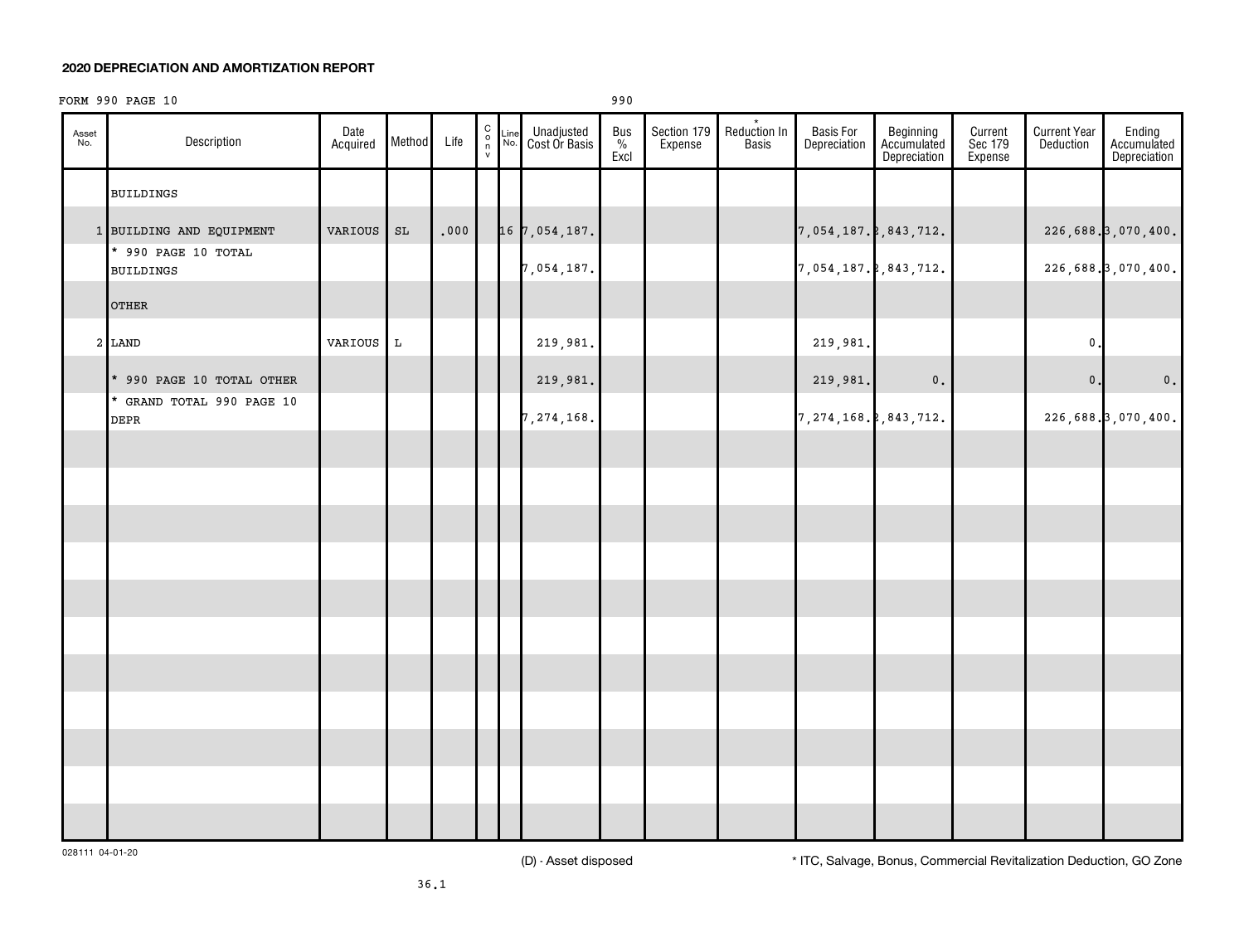**2020 DEPRECIATION AND AMORTIZATION REPORT**

FORM 990 PAGE 10 990

| Asset No. | Description | Date Acquired | Method | Life | C o n v | Line No. | Unadjusted Cost Or Basis | Bus % Excl | Section 179 Expense | * Reduction In Basis | Basis For Depreciation | Beginning Accumulated Depreciation | Current Sec 179 Expense | Current Year Deduction | Ending Accumulated Depreciation |
|---|---|---|---|---|---|---|---|---|---|---|---|---|---|---|---|
| | BUILDINGS | | | | | | | | | | | | | | |
| 1 | BUILDING AND EQUIPMENT | VARIOUS | SL | .000 | | 16 | 7,054,187. | | | | 7,054,187. | 2,843,712. | | 226,688. | 3,070,400. |
| | * 990 PAGE 10 TOTAL BUILDINGS | | | | | | 7,054,187. | | | | 7,054,187. | 2,843,712. | | 226,688. | 3,070,400. |
| | OTHER | | | | | | | | | | | | | | |
| 2 | LAND | VARIOUS | L | | | | 219,981. | | | | 219,981. | | | 0. | |
| | * 990 PAGE 10 TOTAL OTHER | | | | | | 219,981. | | | | 219,981. | 0. | | 0. | 0. |
| | * GRAND TOTAL 990 PAGE 10 DEPR | | | | | | 7,274,168. | | | | 7,274,168. | 2,843,712. | | 226,688. | 3,070,400. |

028111 04-01-20

(D) - Asset disposed

* ITC, Salvage, Bonus, Commercial Revitalization Deduction, GO Zone

36.1